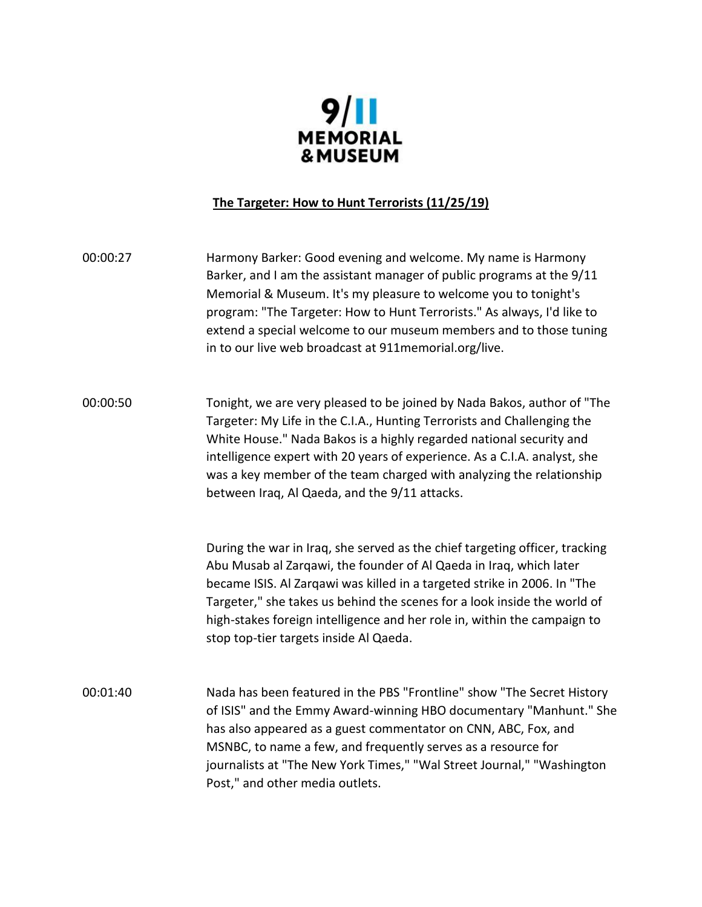9/11
MEMORIAL
& MUSEUM

**The Targeter: How to Hunt Terrorists (11/25/19)**

00:00:27 Harmony Barker: Good evening and welcome. My name is Harmony Barker, and I am the assistant manager of public programs at the 9/11 Memorial & Museum. It's my pleasure to welcome you to tonight's program: "The Targeter: How to Hunt Terrorists." As always, I'd like to extend a special welcome to our museum members and to those tuning in to our live web broadcast at 911memorial.org/live.

00:00:50 Tonight, we are very pleased to be joined by Nada Bakos, author of "The Targeter: My Life in the C.I.A., Hunting Terrorists and Challenging the White House." Nada Bakos is a highly regarded national security and intelligence expert with 20 years of experience. As a C.I.A. analyst, she was a key member of the team charged with analyzing the relationship between Iraq, Al Qaeda, and the 9/11 attacks.

During the war in Iraq, she served as the chief targeting officer, tracking Abu Musab al Zarqawi, the founder of Al Qaeda in Iraq, which later became ISIS. Al Zarqawi was killed in a targeted strike in 2006. In "The Targeter," she takes us behind the scenes for a look inside the world of high-stakes foreign intelligence and her role in, within the campaign to stop top-tier targets inside Al Qaeda.

00:01:40 Nada has been featured in the PBS "Frontline" show "The Secret History of ISIS" and the Emmy Award-winning HBO documentary "Manhunt." She has also appeared as a guest commentator on CNN, ABC, Fox, and MSNBC, to name a few, and frequently serves as a resource for journalists at "The New York Times," "Wal Street Journal," "Washington Post," and other media outlets.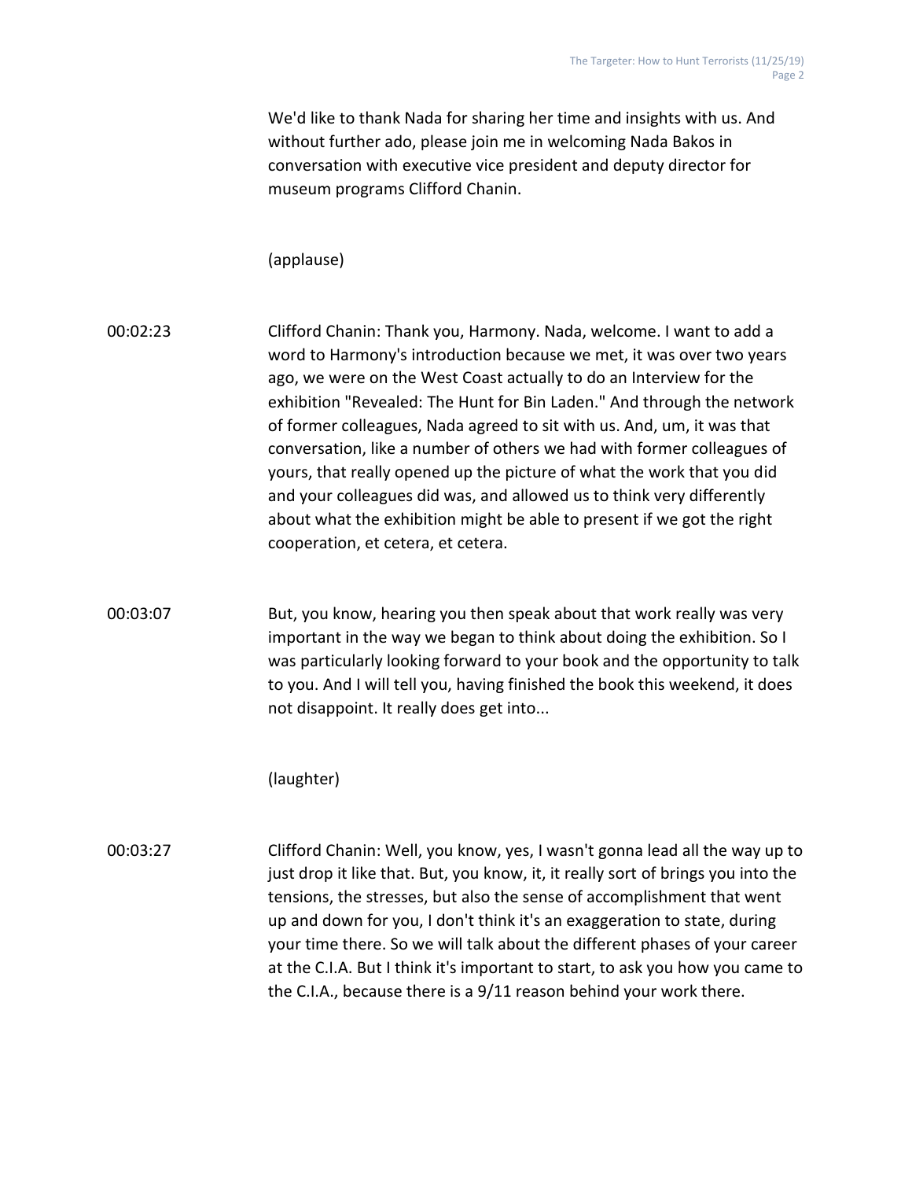We'd like to thank Nada for sharing her time and insights with us. And without further ado, please join me in welcoming Nada Bakos in conversation with executive vice president and deputy director for museum programs Clifford Chanin.

(applause)

00:02:23 Clifford Chanin: Thank you, Harmony. Nada, welcome. I want to add a word to Harmony's introduction because we met, it was over two years ago, we were on the West Coast actually to do an Interview for the exhibition "Revealed: The Hunt for Bin Laden." And through the network of former colleagues, Nada agreed to sit with us. And, um, it was that conversation, like a number of others we had with former colleagues of yours, that really opened up the picture of what the work that you did and your colleagues did was, and allowed us to think very differently about what the exhibition might be able to present if we got the right cooperation, et cetera, et cetera.

00:03:07 But, you know, hearing you then speak about that work really was very important in the way we began to think about doing the exhibition. So I was particularly looking forward to your book and the opportunity to talk to you. And I will tell you, having finished the book this weekend, it does not disappoint. It really does get into...

(laughter)

00:03:27 Clifford Chanin: Well, you know, yes, I wasn't gonna lead all the way up to just drop it like that. But, you know, it, it really sort of brings you into the tensions, the stresses, but also the sense of accomplishment that went up and down for you, I don't think it's an exaggeration to state, during your time there. So we will talk about the different phases of your career at the C.I.A. But I think it's important to start, to ask you how you came to the C.I.A., because there is a 9/11 reason behind your work there.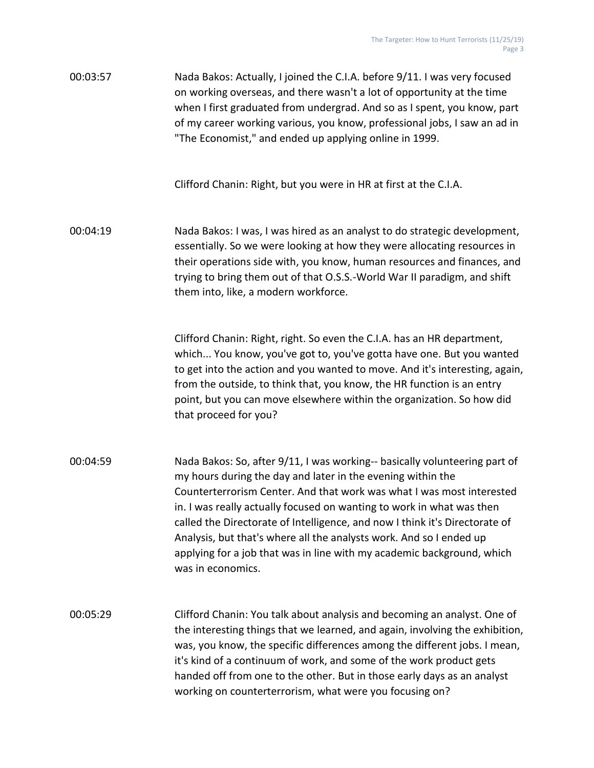00:03:57 Nada Bakos: Actually, I joined the C.I.A. before 9/11. I was very focused on working overseas, and there wasn't a lot of opportunity at the time when I first graduated from undergrad. And so as I spent, you know, part of my career working various, you know, professional jobs, I saw an ad in "The Economist," and ended up applying online in 1999.

Clifford Chanin: Right, but you were in HR at first at the C.I.A.

00:04:19 Nada Bakos: I was, I was hired as an analyst to do strategic development, essentially. So we were looking at how they were allocating resources in their operations side with, you know, human resources and finances, and trying to bring them out of that O.S.S.-World War II paradigm, and shift them into, like, a modern workforce.

Clifford Chanin: Right, right. So even the C.I.A. has an HR department, which... You know, you've got to, you've gotta have one. But you wanted to get into the action and you wanted to move. And it's interesting, again, from the outside, to think that, you know, the HR function is an entry point, but you can move elsewhere within the organization. So how did that proceed for you?

00:04:59 Nada Bakos: So, after 9/11, I was working-- basically volunteering part of my hours during the day and later in the evening within the Counterterrorism Center. And that work was what I was most interested in. I was really actually focused on wanting to work in what was then called the Directorate of Intelligence, and now I think it's Directorate of Analysis, but that's where all the analysts work. And so I ended up applying for a job that was in line with my academic background, which was in economics.

00:05:29 Clifford Chanin: You talk about analysis and becoming an analyst. One of the interesting things that we learned, and again, involving the exhibition, was, you know, the specific differences among the different jobs. I mean, it's kind of a continuum of work, and some of the work product gets handed off from one to the other. But in those early days as an analyst working on counterterrorism, what were you focusing on?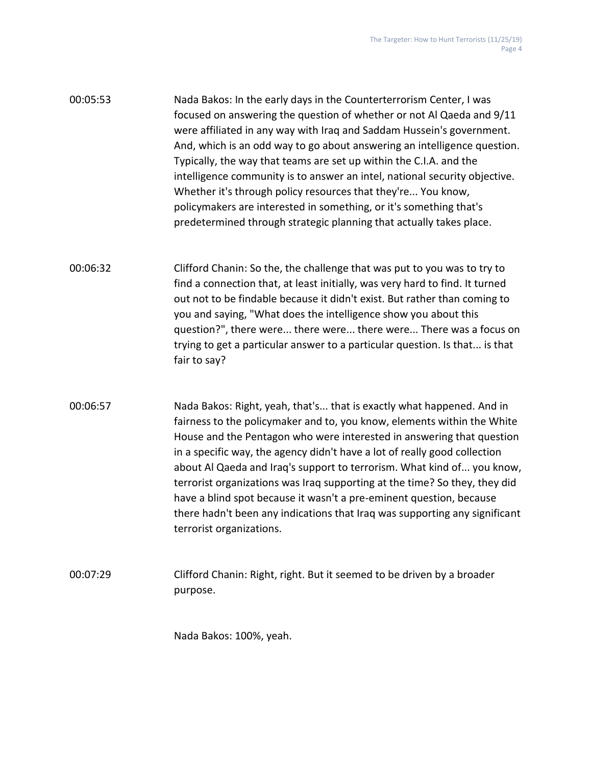00:05:53 Nada Bakos: In the early days in the Counterterrorism Center, I was focused on answering the question of whether or not Al Qaeda and 9/11 were affiliated in any way with Iraq and Saddam Hussein's government. And, which is an odd way to go about answering an intelligence question. Typically, the way that teams are set up within the C.I.A. and the intelligence community is to answer an intel, national security objective. Whether it's through policy resources that they're... You know, policymakers are interested in something, or it's something that's predetermined through strategic planning that actually takes place.

00:06:32 Clifford Chanin: So the, the challenge that was put to you was to try to find a connection that, at least initially, was very hard to find. It turned out not to be findable because it didn't exist. But rather than coming to you and saying, "What does the intelligence show you about this question?", there were... there were... there were... There was a focus on trying to get a particular answer to a particular question. Is that... is that fair to say?

00:06:57 Nada Bakos: Right, yeah, that's... that is exactly what happened. And in fairness to the policymaker and to, you know, elements within the White House and the Pentagon who were interested in answering that question in a specific way, the agency didn't have a lot of really good collection about Al Qaeda and Iraq's support to terrorism. What kind of... you know, terrorist organizations was Iraq supporting at the time? So they, they did have a blind spot because it wasn't a pre-eminent question, because there hadn't been any indications that Iraq was supporting any significant terrorist organizations.

00:07:29 Clifford Chanin: Right, right. But it seemed to be driven by a broader purpose.

Nada Bakos: 100%, yeah.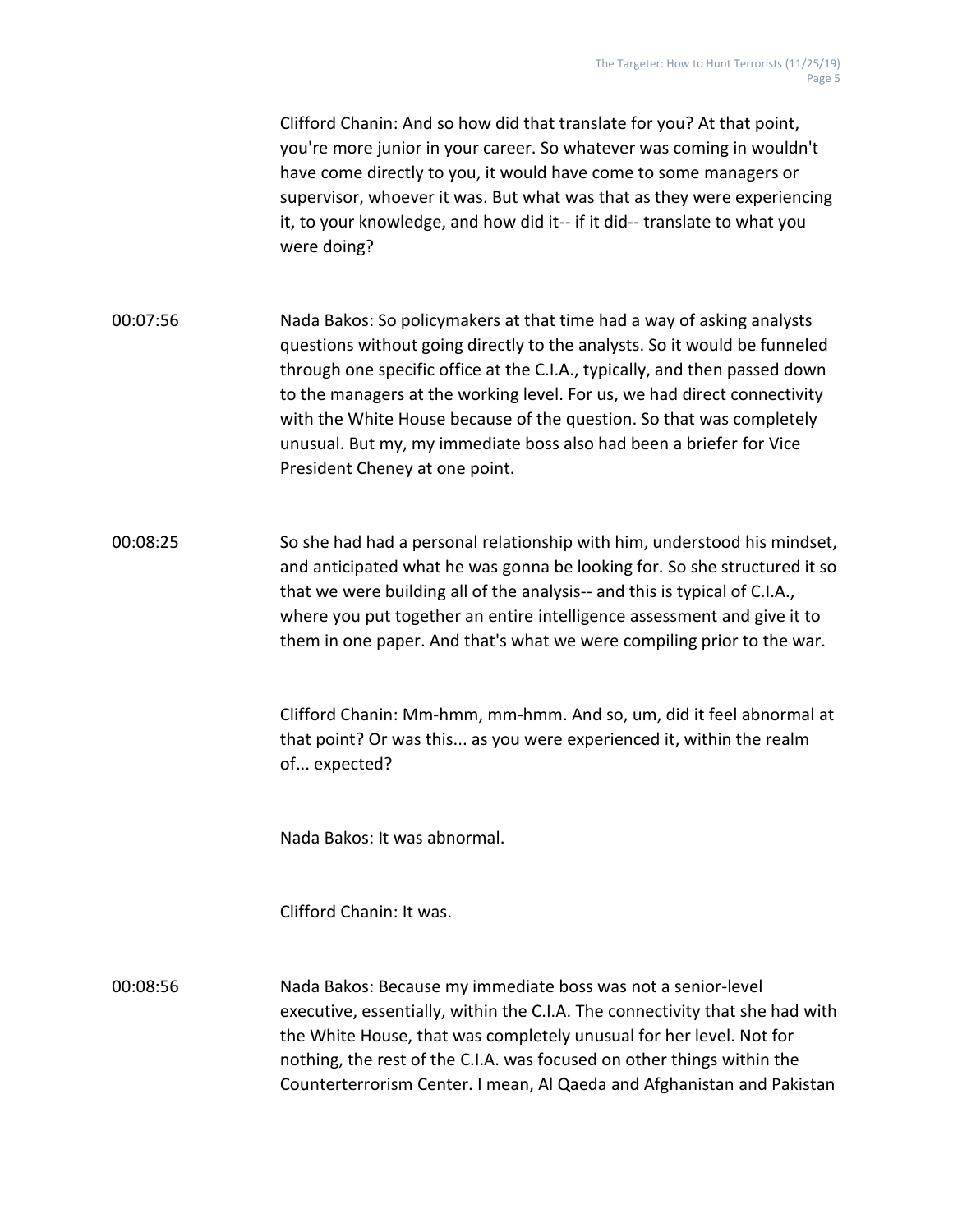Clifford Chanin: And so how did that translate for you? At that point, you're more junior in your career. So whatever was coming in wouldn't have come directly to you, it would have come to some managers or supervisor, whoever it was. But what was that as they were experiencing it, to your knowledge, and how did it-- if it did-- translate to what you were doing?

00:07:56 Nada Bakos: So policymakers at that time had a way of asking analysts questions without going directly to the analysts. So it would be funneled through one specific office at the C.I.A., typically, and then passed down to the managers at the working level. For us, we had direct connectivity with the White House because of the question. So that was completely unusual. But my, my immediate boss also had been a briefer for Vice President Cheney at one point.

00:08:25 So she had had a personal relationship with him, understood his mindset, and anticipated what he was gonna be looking for. So she structured it so that we were building all of the analysis-- and this is typical of C.I.A., where you put together an entire intelligence assessment and give it to them in one paper. And that's what we were compiling prior to the war.

Clifford Chanin: Mm-hmm, mm-hmm. And so, um, did it feel abnormal at that point? Or was this... as you were experienced it, within the realm of... expected?

Nada Bakos: It was abnormal.

Clifford Chanin: It was.

00:08:56 Nada Bakos: Because my immediate boss was not a senior-level executive, essentially, within the C.I.A. The connectivity that she had with the White House, that was completely unusual for her level. Not for nothing, the rest of the C.I.A. was focused on other things within the Counterterrorism Center. I mean, Al Qaeda and Afghanistan and Pakistan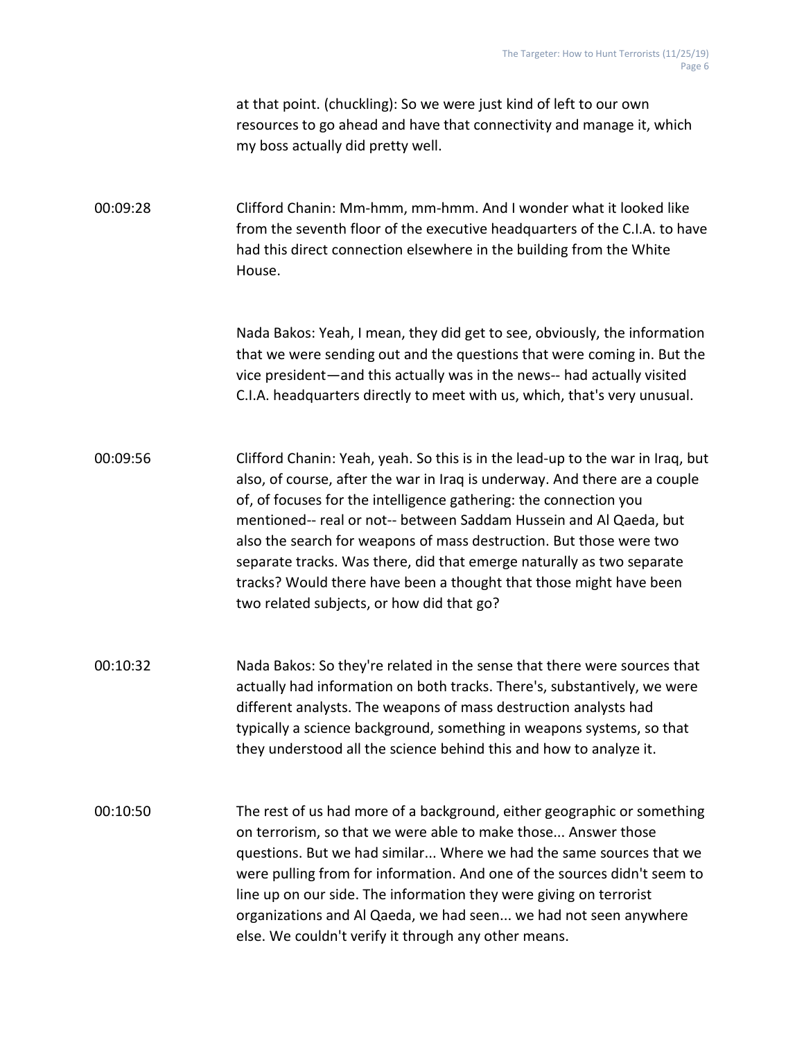at that point. (chuckling): So we were just kind of left to our own resources to go ahead and have that connectivity and manage it, which my boss actually did pretty well.

00:09:28 Clifford Chanin: Mm-hmm, mm-hmm. And I wonder what it looked like from the seventh floor of the executive headquarters of the C.I.A. to have had this direct connection elsewhere in the building from the White House.

Nada Bakos: Yeah, I mean, they did get to see, obviously, the information that we were sending out and the questions that were coming in. But the vice president—and this actually was in the news-- had actually visited C.I.A. headquarters directly to meet with us, which, that's very unusual.

00:09:56 Clifford Chanin: Yeah, yeah. So this is in the lead-up to the war in Iraq, but also, of course, after the war in Iraq is underway. And there are a couple of, of focuses for the intelligence gathering: the connection you mentioned-- real or not-- between Saddam Hussein and Al Qaeda, but also the search for weapons of mass destruction. But those were two separate tracks. Was there, did that emerge naturally as two separate tracks? Would there have been a thought that those might have been two related subjects, or how did that go?

00:10:32 Nada Bakos: So they're related in the sense that there were sources that actually had information on both tracks. There's, substantively, we were different analysts. The weapons of mass destruction analysts had typically a science background, something in weapons systems, so that they understood all the science behind this and how to analyze it.

00:10:50 The rest of us had more of a background, either geographic or something on terrorism, so that we were able to make those... Answer those questions. But we had similar... Where we had the same sources that we were pulling from for information. And one of the sources didn't seem to line up on our side. The information they were giving on terrorist organizations and Al Qaeda, we had seen... we had not seen anywhere else. We couldn't verify it through any other means.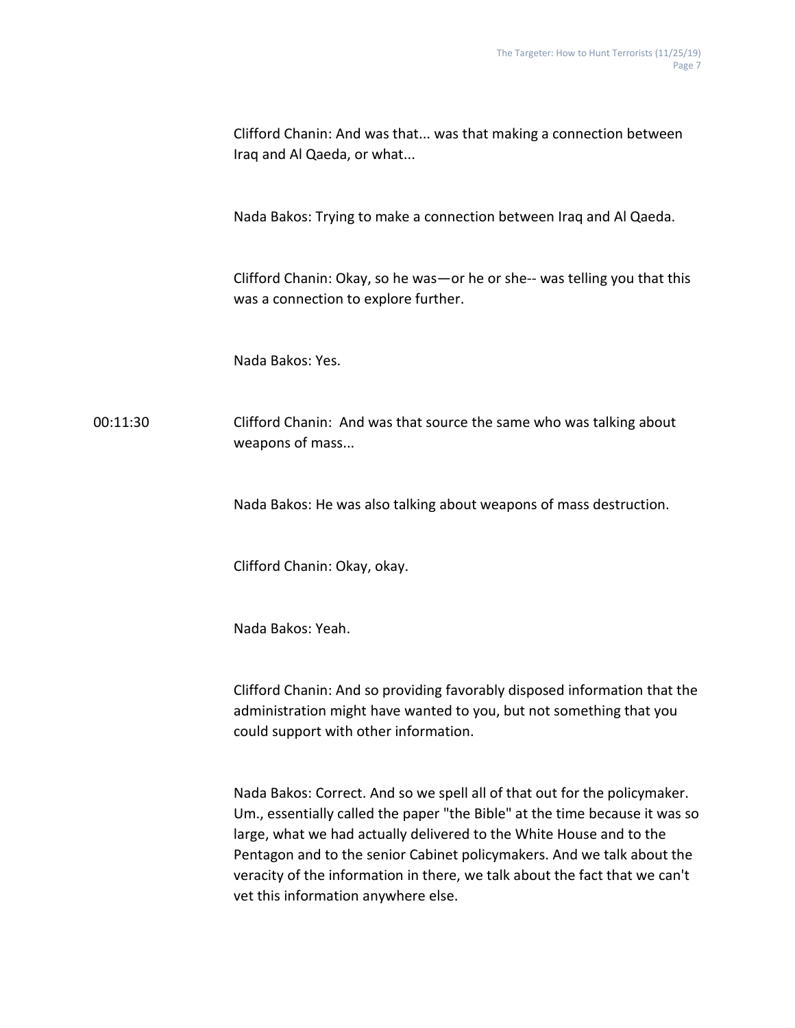Clifford Chanin: And was that... was that making a connection between Iraq and Al Qaeda, or what...

Nada Bakos: Trying to make a connection between Iraq and Al Qaeda.

Clifford Chanin: Okay, so he was—or he or she-- was telling you that this was a connection to explore further.

Nada Bakos: Yes.

00:11:30 Clifford Chanin: And was that source the same who was talking about weapons of mass...

Nada Bakos: He was also talking about weapons of mass destruction.

Clifford Chanin: Okay, okay.

Nada Bakos: Yeah.

Clifford Chanin: And so providing favorably disposed information that the administration might have wanted to you, but not something that you could support with other information.

Nada Bakos: Correct. And so we spell all of that out for the policymaker. Um., essentially called the paper "the Bible" at the time because it was so large, what we had actually delivered to the White House and to the Pentagon and to the senior Cabinet policymakers. And we talk about the veracity of the information in there, we talk about the fact that we can't vet this information anywhere else.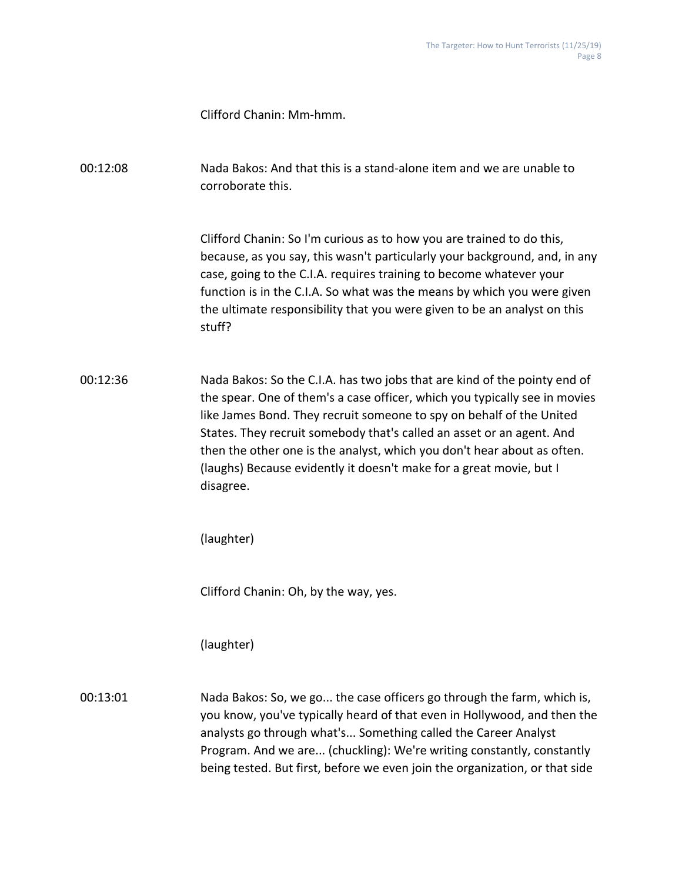Clifford Chanin: Mm-hmm.

00:12:08 Nada Bakos: And that this is a stand-alone item and we are unable to corroborate this.

Clifford Chanin: So I'm curious as to how you are trained to do this, because, as you say, this wasn't particularly your background, and, in any case, going to the C.I.A. requires training to become whatever your function is in the C.I.A. So what was the means by which you were given the ultimate responsibility that you were given to be an analyst on this stuff?

00:12:36 Nada Bakos: So the C.I.A. has two jobs that are kind of the pointy end of the spear. One of them's a case officer, which you typically see in movies like James Bond. They recruit someone to spy on behalf of the United States. They recruit somebody that's called an asset or an agent. And then the other one is the analyst, which you don't hear about as often. (laughs) Because evidently it doesn't make for a great movie, but I disagree.

(laughter)

Clifford Chanin: Oh, by the way, yes.

(laughter)

00:13:01 Nada Bakos: So, we go... the case officers go through the farm, which is, you know, you've typically heard of that even in Hollywood, and then the analysts go through what's... Something called the Career Analyst Program. And we are... (chuckling): We're writing constantly, constantly being tested. But first, before we even join the organization, or that side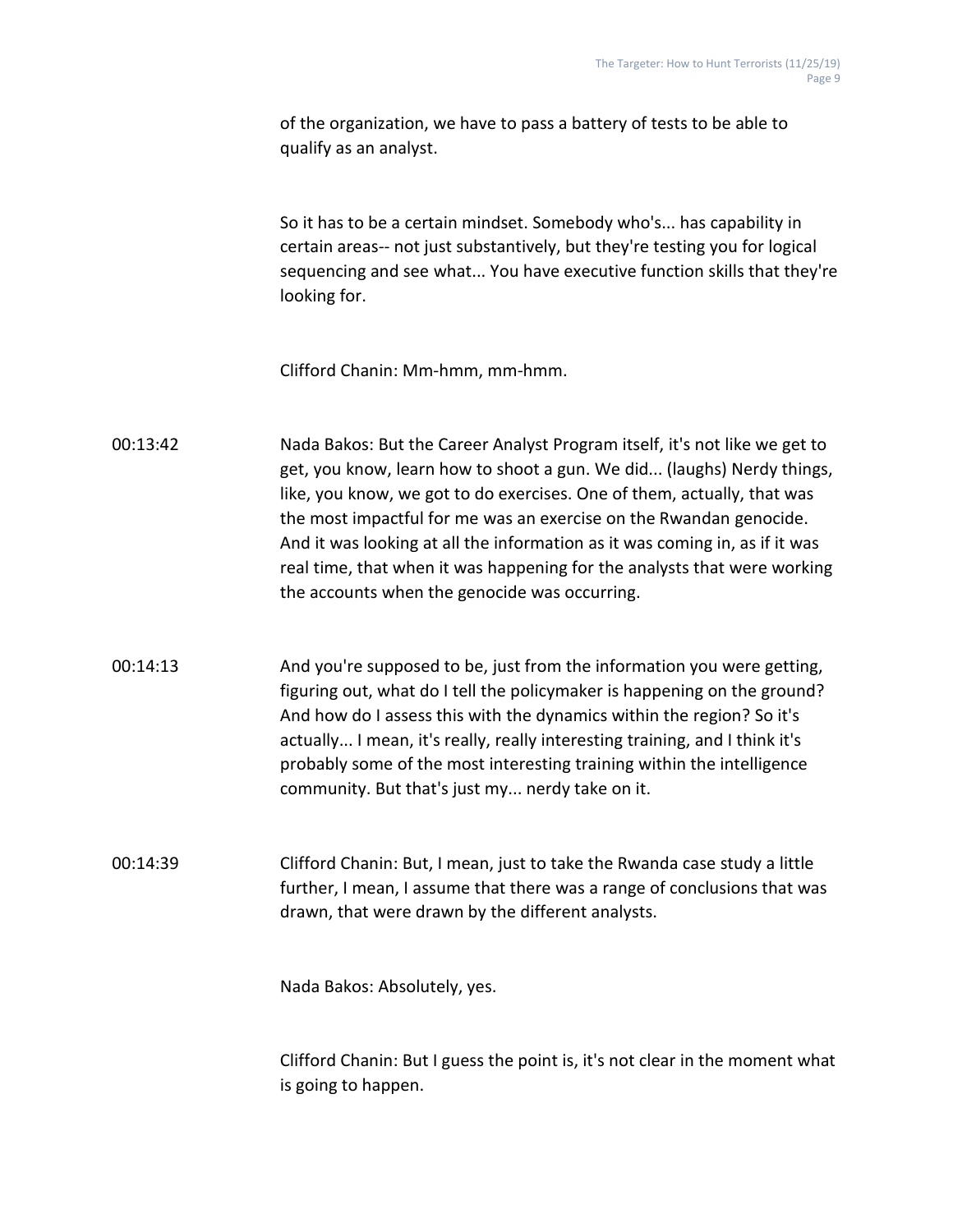of the organization, we have to pass a battery of tests to be able to qualify as an analyst.

So it has to be a certain mindset. Somebody who's... has capability in certain areas-- not just substantively, but they're testing you for logical sequencing and see what... You have executive function skills that they're looking for.

Clifford Chanin: Mm-hmm, mm-hmm.

00:13:42 Nada Bakos: But the Career Analyst Program itself, it's not like we get to get, you know, learn how to shoot a gun. We did... (laughs) Nerdy things, like, you know, we got to do exercises. One of them, actually, that was the most impactful for me was an exercise on the Rwandan genocide. And it was looking at all the information as it was coming in, as if it was real time, that when it was happening for the analysts that were working the accounts when the genocide was occurring.

00:14:13 And you're supposed to be, just from the information you were getting, figuring out, what do I tell the policymaker is happening on the ground? And how do I assess this with the dynamics within the region? So it's actually... I mean, it's really, really interesting training, and I think it's probably some of the most interesting training within the intelligence community. But that's just my... nerdy take on it.

00:14:39 Clifford Chanin: But, I mean, just to take the Rwanda case study a little further, I mean, I assume that there was a range of conclusions that was drawn, that were drawn by the different analysts.

Nada Bakos: Absolutely, yes.

Clifford Chanin: But I guess the point is, it's not clear in the moment what is going to happen.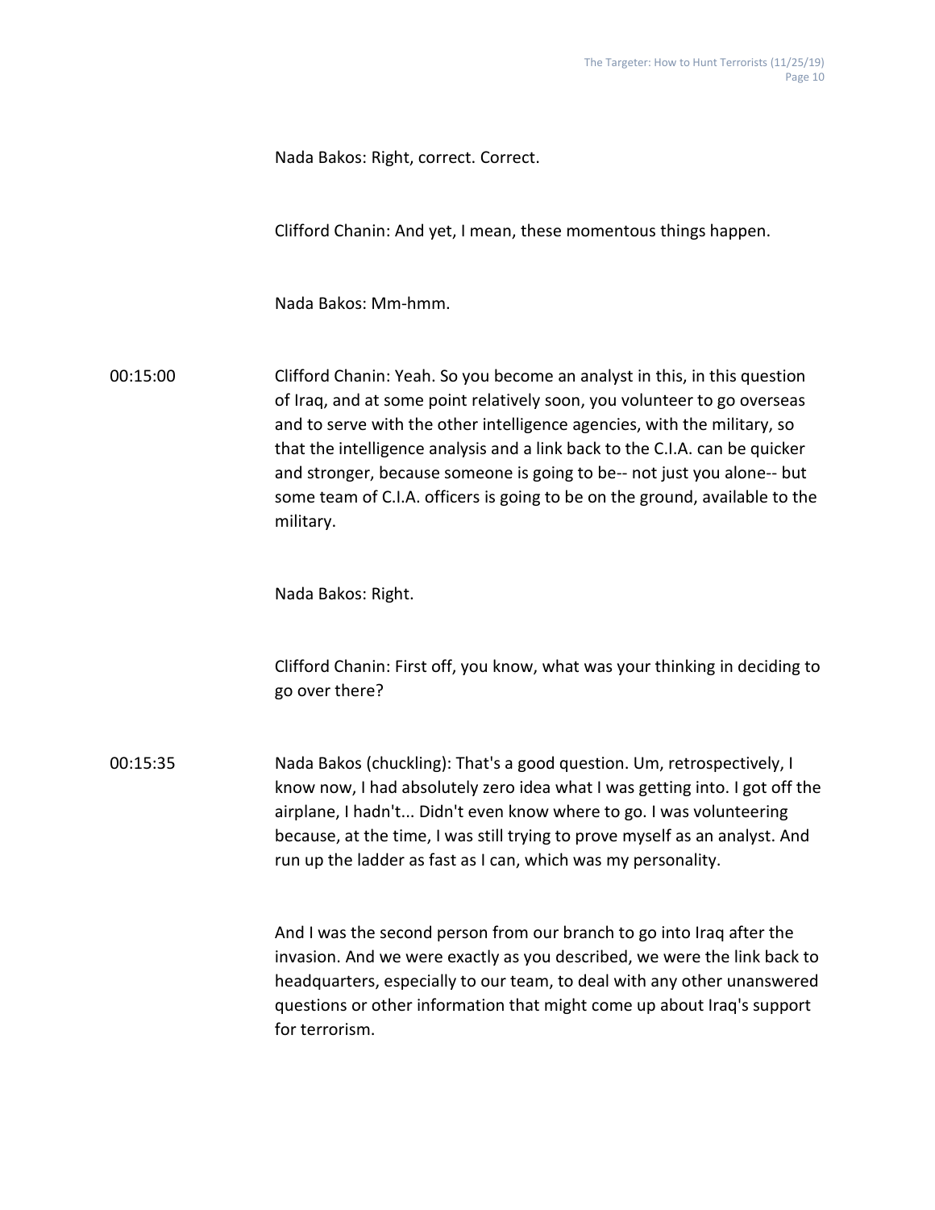Nada Bakos: Right, correct. Correct.

Clifford Chanin: And yet, I mean, these momentous things happen.

Nada Bakos: Mm-hmm.

00:15:00 Clifford Chanin: Yeah. So you become an analyst in this, in this question of Iraq, and at some point relatively soon, you volunteer to go overseas and to serve with the other intelligence agencies, with the military, so that the intelligence analysis and a link back to the C.I.A. can be quicker and stronger, because someone is going to be-- not just you alone-- but some team of C.I.A. officers is going to be on the ground, available to the military.

Nada Bakos: Right.

Clifford Chanin: First off, you know, what was your thinking in deciding to go over there?

00:15:35 Nada Bakos (chuckling): That's a good question. Um, retrospectively, I know now, I had absolutely zero idea what I was getting into. I got off the airplane, I hadn't... Didn't even know where to go. I was volunteering because, at the time, I was still trying to prove myself as an analyst. And run up the ladder as fast as I can, which was my personality.

And I was the second person from our branch to go into Iraq after the invasion. And we were exactly as you described, we were the link back to headquarters, especially to our team, to deal with any other unanswered questions or other information that might come up about Iraq's support for terrorism.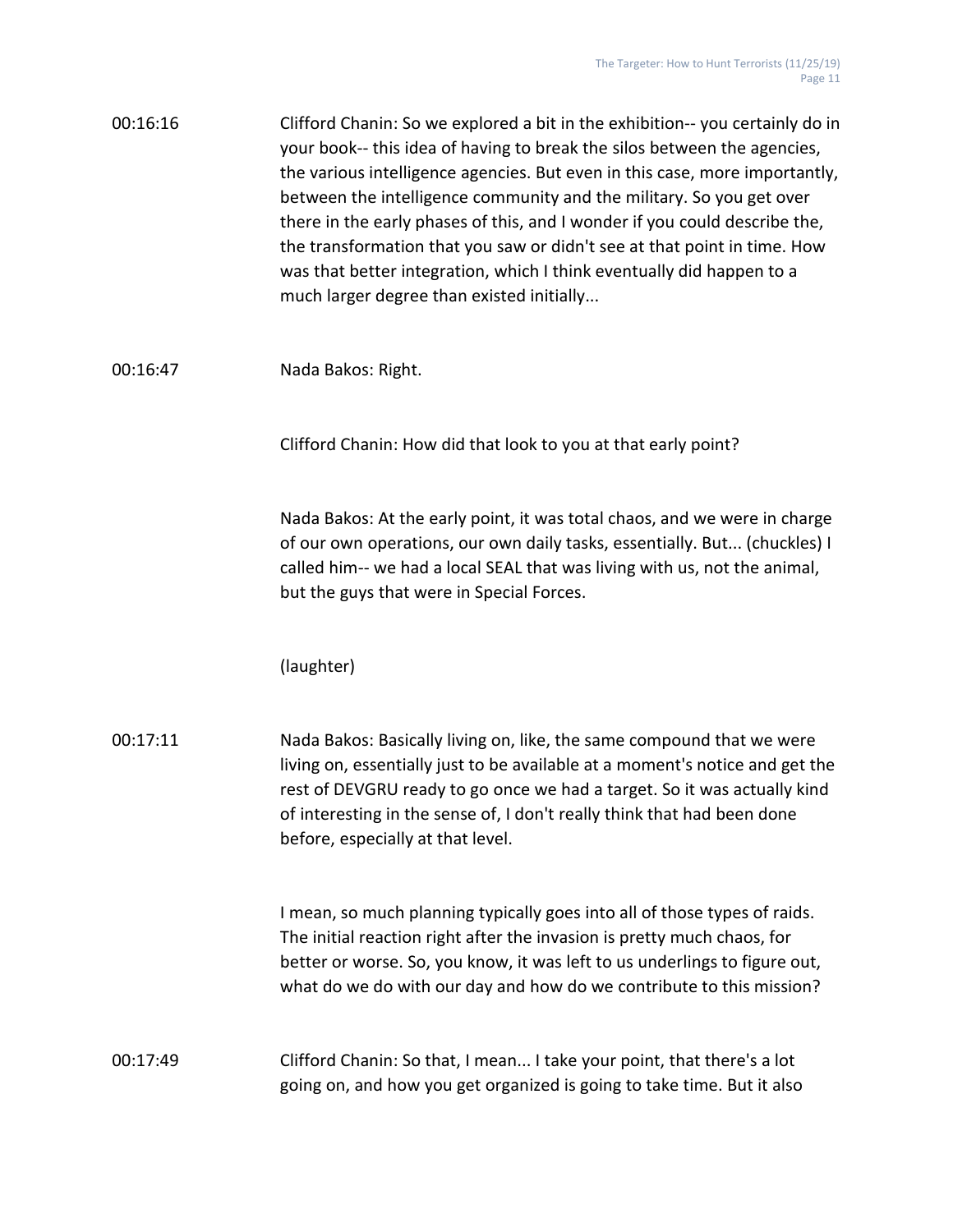00:16:16 Clifford Chanin: So we explored a bit in the exhibition-- you certainly do in your book-- this idea of having to break the silos between the agencies, the various intelligence agencies. But even in this case, more importantly, between the intelligence community and the military. So you get over there in the early phases of this, and I wonder if you could describe the, the transformation that you saw or didn't see at that point in time. How was that better integration, which I think eventually did happen to a much larger degree than existed initially...

00:16:47 Nada Bakos: Right.

Clifford Chanin: How did that look to you at that early point?

Nada Bakos: At the early point, it was total chaos, and we were in charge of our own operations, our own daily tasks, essentially. But... (chuckles) I called him-- we had a local SEAL that was living with us, not the animal, but the guys that were in Special Forces.

(laughter)

00:17:11 Nada Bakos: Basically living on, like, the same compound that we were living on, essentially just to be available at a moment's notice and get the rest of DEVGRU ready to go once we had a target. So it was actually kind of interesting in the sense of, I don't really think that had been done before, especially at that level.

I mean, so much planning typically goes into all of those types of raids. The initial reaction right after the invasion is pretty much chaos, for better or worse. So, you know, it was left to us underlings to figure out, what do we do with our day and how do we contribute to this mission?

00:17:49 Clifford Chanin: So that, I mean... I take your point, that there's a lot going on, and how you get organized is going to take time. But it also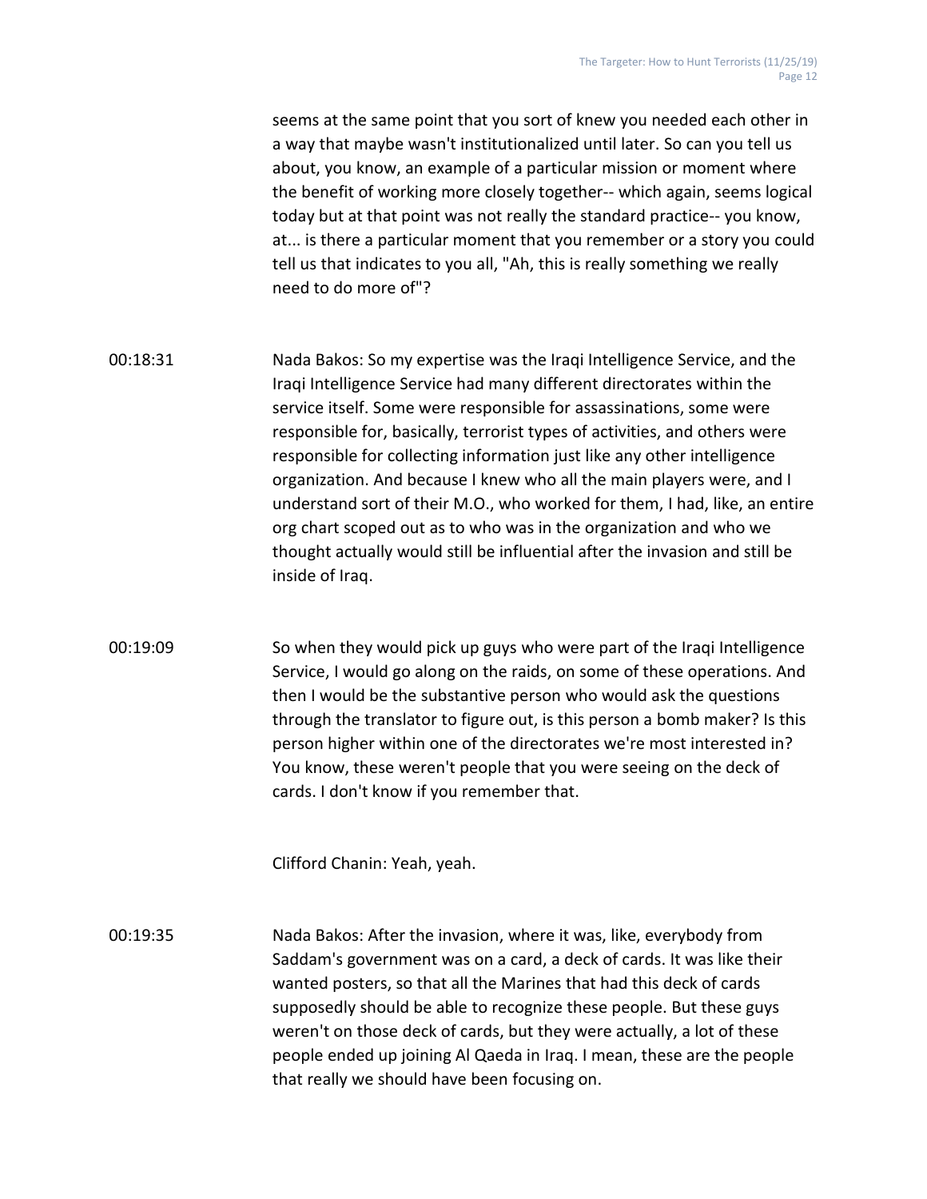seems at the same point that you sort of knew you needed each other in a way that maybe wasn't institutionalized until later. So can you tell us about, you know, an example of a particular mission or moment where the benefit of working more closely together-- which again, seems logical today but at that point was not really the standard practice-- you know, at... is there a particular moment that you remember or a story you could tell us that indicates to you all, "Ah, this is really something we really need to do more of"?

00:18:31 Nada Bakos: So my expertise was the Iraqi Intelligence Service, and the Iraqi Intelligence Service had many different directorates within the service itself. Some were responsible for assassinations, some were responsible for, basically, terrorist types of activities, and others were responsible for collecting information just like any other intelligence organization. And because I knew who all the main players were, and I understand sort of their M.O., who worked for them, I had, like, an entire org chart scoped out as to who was in the organization and who we thought actually would still be influential after the invasion and still be inside of Iraq.

00:19:09 So when they would pick up guys who were part of the Iraqi Intelligence Service, I would go along on the raids, on some of these operations. And then I would be the substantive person who would ask the questions through the translator to figure out, is this person a bomb maker? Is this person higher within one of the directorates we're most interested in? You know, these weren't people that you were seeing on the deck of cards. I don't know if you remember that.

Clifford Chanin: Yeah, yeah.

00:19:35 Nada Bakos: After the invasion, where it was, like, everybody from Saddam's government was on a card, a deck of cards. It was like their wanted posters, so that all the Marines that had this deck of cards supposedly should be able to recognize these people. But these guys weren't on those deck of cards, but they were actually, a lot of these people ended up joining Al Qaeda in Iraq. I mean, these are the people that really we should have been focusing on.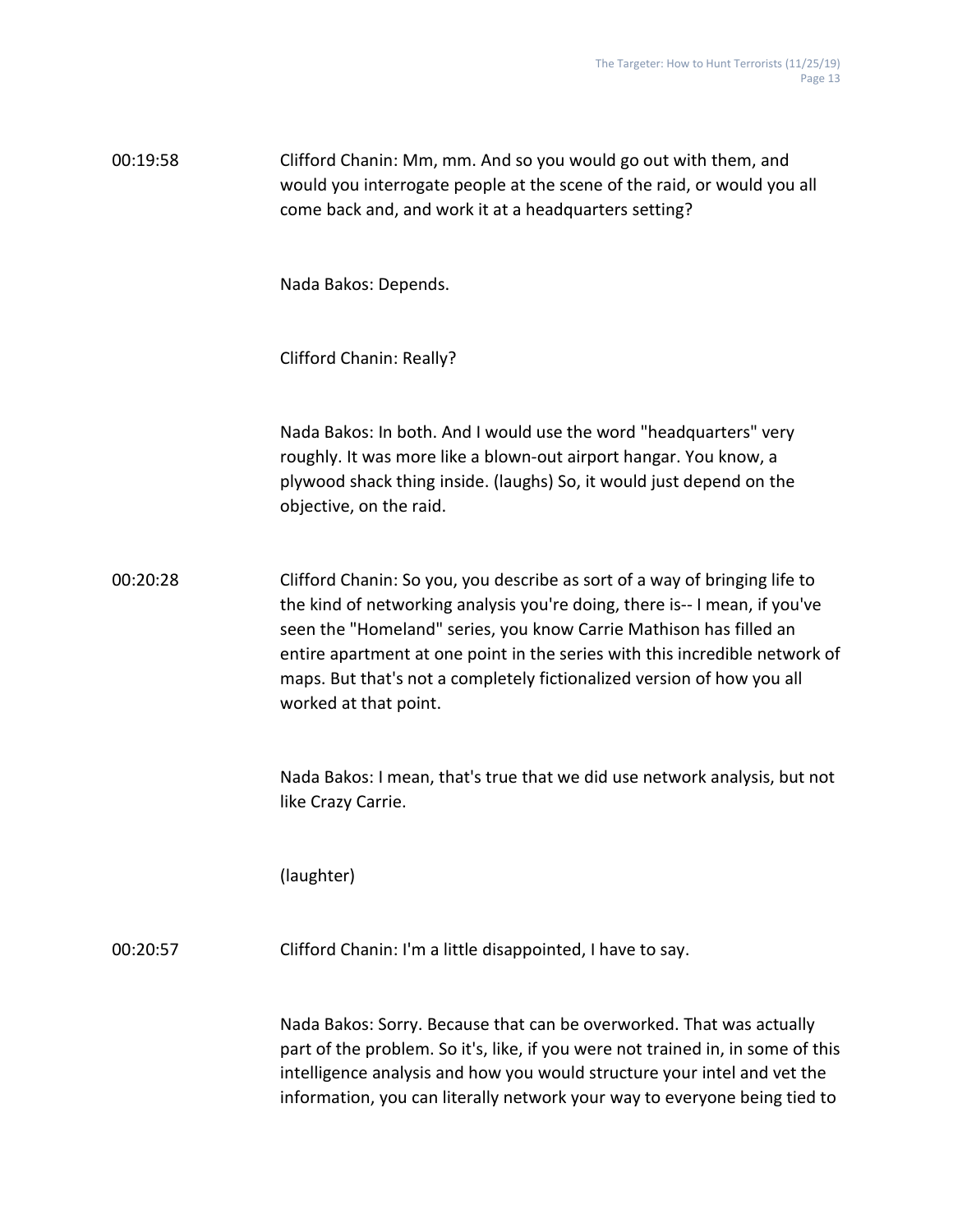00:19:58 Clifford Chanin: Mm, mm. And so you would go out with them, and would you interrogate people at the scene of the raid, or would you all come back and, and work it at a headquarters setting?

Nada Bakos: Depends.

Clifford Chanin: Really?

Nada Bakos: In both. And I would use the word "headquarters" very roughly. It was more like a blown-out airport hangar. You know, a plywood shack thing inside. (laughs) So, it would just depend on the objective, on the raid.

00:20:28 Clifford Chanin: So you, you describe as sort of a way of bringing life to the kind of networking analysis you're doing, there is-- I mean, if you've seen the "Homeland" series, you know Carrie Mathison has filled an entire apartment at one point in the series with this incredible network of maps. But that's not a completely fictionalized version of how you all worked at that point.

Nada Bakos: I mean, that's true that we did use network analysis, but not like Crazy Carrie.

(laughter)

00:20:57 Clifford Chanin: I'm a little disappointed, I have to say.

Nada Bakos: Sorry. Because that can be overworked. That was actually part of the problem. So it's, like, if you were not trained in, in some of this intelligence analysis and how you would structure your intel and vet the information, you can literally network your way to everyone being tied to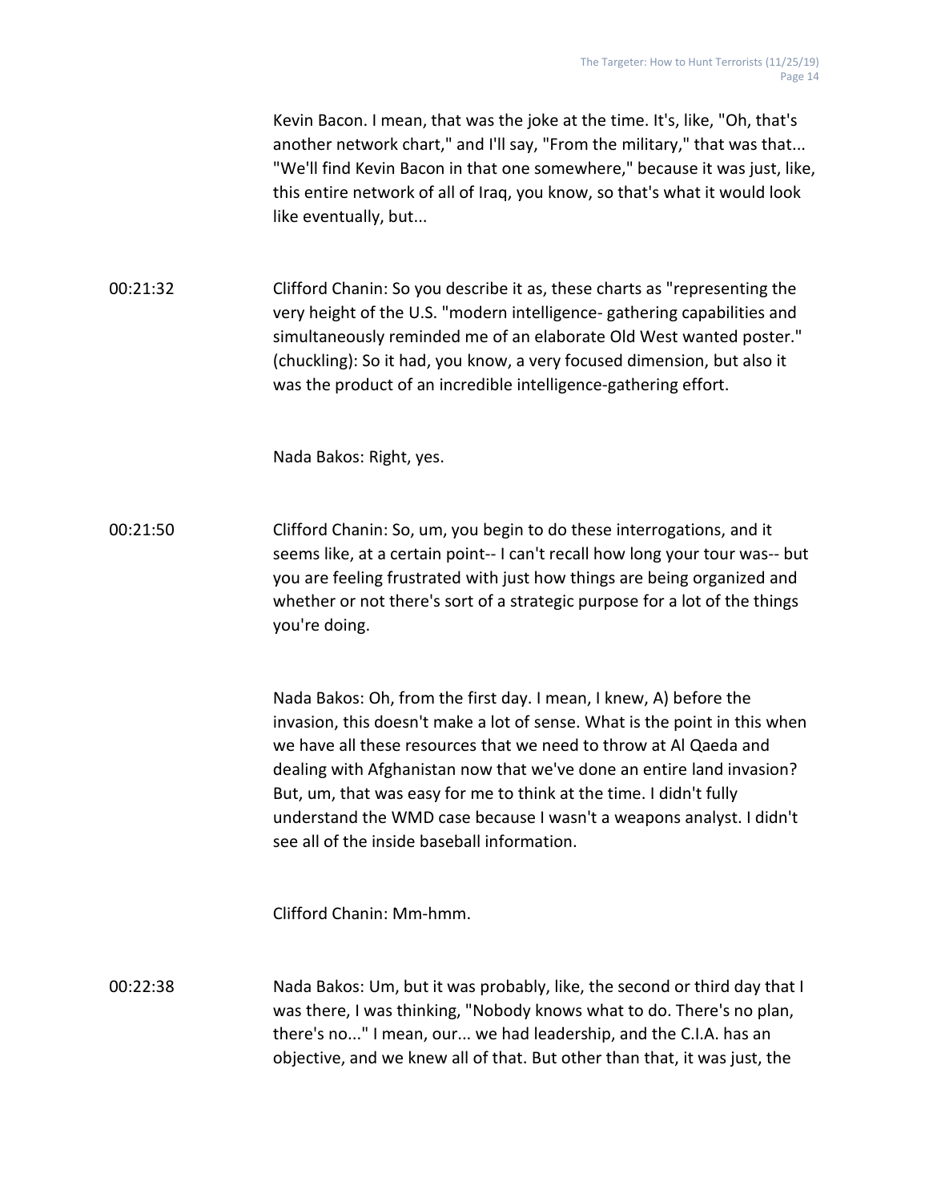Kevin Bacon. I mean, that was the joke at the time. It's, like, "Oh, that's another network chart," and I'll say, "From the military," that was that... "We'll find Kevin Bacon in that one somewhere," because it was just, like, this entire network of all of Iraq, you know, so that's what it would look like eventually, but...

00:21:32 Clifford Chanin: So you describe it as, these charts as "representing the very height of the U.S. "modern intelligence- gathering capabilities and simultaneously reminded me of an elaborate Old West wanted poster." (chuckling): So it had, you know, a very focused dimension, but also it was the product of an incredible intelligence-gathering effort.

Nada Bakos: Right, yes.

00:21:50 Clifford Chanin: So, um, you begin to do these interrogations, and it seems like, at a certain point-- I can't recall how long your tour was-- but you are feeling frustrated with just how things are being organized and whether or not there's sort of a strategic purpose for a lot of the things you're doing.

Nada Bakos: Oh, from the first day. I mean, I knew, A) before the invasion, this doesn't make a lot of sense. What is the point in this when we have all these resources that we need to throw at Al Qaeda and dealing with Afghanistan now that we've done an entire land invasion? But, um, that was easy for me to think at the time. I didn't fully understand the WMD case because I wasn't a weapons analyst. I didn't see all of the inside baseball information.

Clifford Chanin: Mm-hmm.

00:22:38 Nada Bakos: Um, but it was probably, like, the second or third day that I was there, I was thinking, "Nobody knows what to do. There's no plan, there's no..." I mean, our... we had leadership, and the C.I.A. has an objective, and we knew all of that. But other than that, it was just, the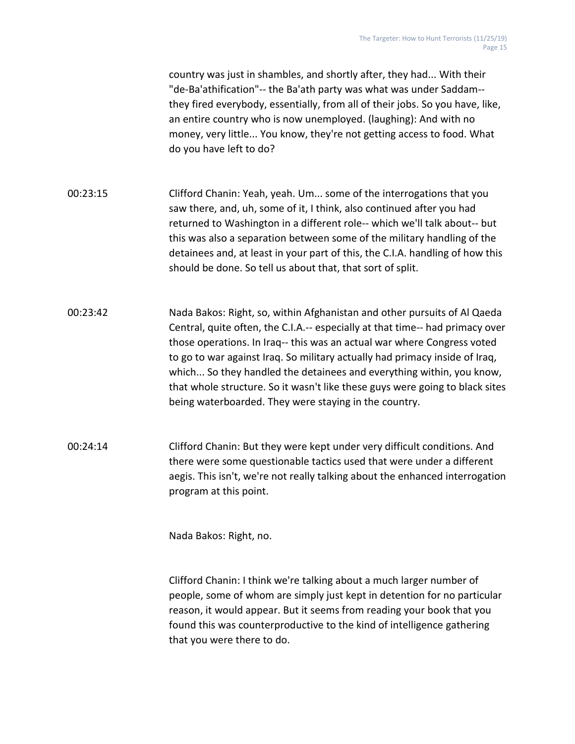country was just in shambles, and shortly after, they had... With their "de-Ba'athification"-- the Ba'ath party was what was under Saddam-- they fired everybody, essentially, from all of their jobs. So you have, like, an entire country who is now unemployed. (laughing): And with no money, very little... You know, they're not getting access to food. What do you have left to do?

00:23:15 Clifford Chanin: Yeah, yeah. Um... some of the interrogations that you saw there, and, uh, some of it, I think, also continued after you had returned to Washington in a different role-- which we'll talk about-- but this was also a separation between some of the military handling of the detainees and, at least in your part of this, the C.I.A. handling of how this should be done. So tell us about that, that sort of split.

00:23:42 Nada Bakos: Right, so, within Afghanistan and other pursuits of Al Qaeda Central, quite often, the C.I.A.-- especially at that time-- had primacy over those operations. In Iraq-- this was an actual war where Congress voted to go to war against Iraq. So military actually had primacy inside of Iraq, which... So they handled the detainees and everything within, you know, that whole structure. So it wasn't like these guys were going to black sites being waterboarded. They were staying in the country.

00:24:14 Clifford Chanin: But they were kept under very difficult conditions. And there were some questionable tactics used that were under a different aegis. This isn't, we're not really talking about the enhanced interrogation program at this point.

Nada Bakos: Right, no.

Clifford Chanin: I think we're talking about a much larger number of people, some of whom are simply just kept in detention for no particular reason, it would appear. But it seems from reading your book that you found this was counterproductive to the kind of intelligence gathering that you were there to do.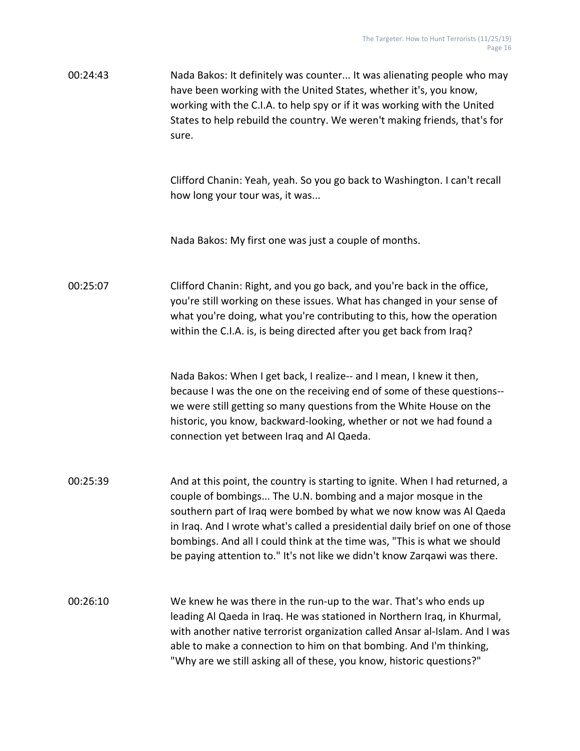00:24:43 Nada Bakos: It definitely was counter... It was alienating people who may have been working with the United States, whether it's, you know, working with the C.I.A. to help spy or if it was working with the United States to help rebuild the country. We weren't making friends, that's for sure.

Clifford Chanin: Yeah, yeah. So you go back to Washington. I can't recall how long your tour was, it was...

Nada Bakos: My first one was just a couple of months.

00:25:07 Clifford Chanin: Right, and you go back, and you're back in the office, you're still working on these issues. What has changed in your sense of what you're doing, what you're contributing to this, how the operation within the C.I.A. is, is being directed after you get back from Iraq?

Nada Bakos: When I get back, I realize-- and I mean, I knew it then, because I was the one on the receiving end of some of these questions-- we were still getting so many questions from the White House on the historic, you know, backward-looking, whether or not we had found a connection yet between Iraq and Al Qaeda.

00:25:39 And at this point, the country is starting to ignite. When I had returned, a couple of bombings... The U.N. bombing and a major mosque in the southern part of Iraq were bombed by what we now know was Al Qaeda in Iraq. And I wrote what's called a presidential daily brief on one of those bombings. And all I could think at the time was, "This is what we should be paying attention to." It's not like we didn't know Zarqawi was there.

00:26:10 We knew he was there in the run-up to the war. That's who ends up leading Al Qaeda in Iraq. He was stationed in Northern Iraq, in Khurmal, with another native terrorist organization called Ansar al-Islam. And I was able to make a connection to him on that bombing. And I'm thinking, "Why are we still asking all of these, you know, historic questions?"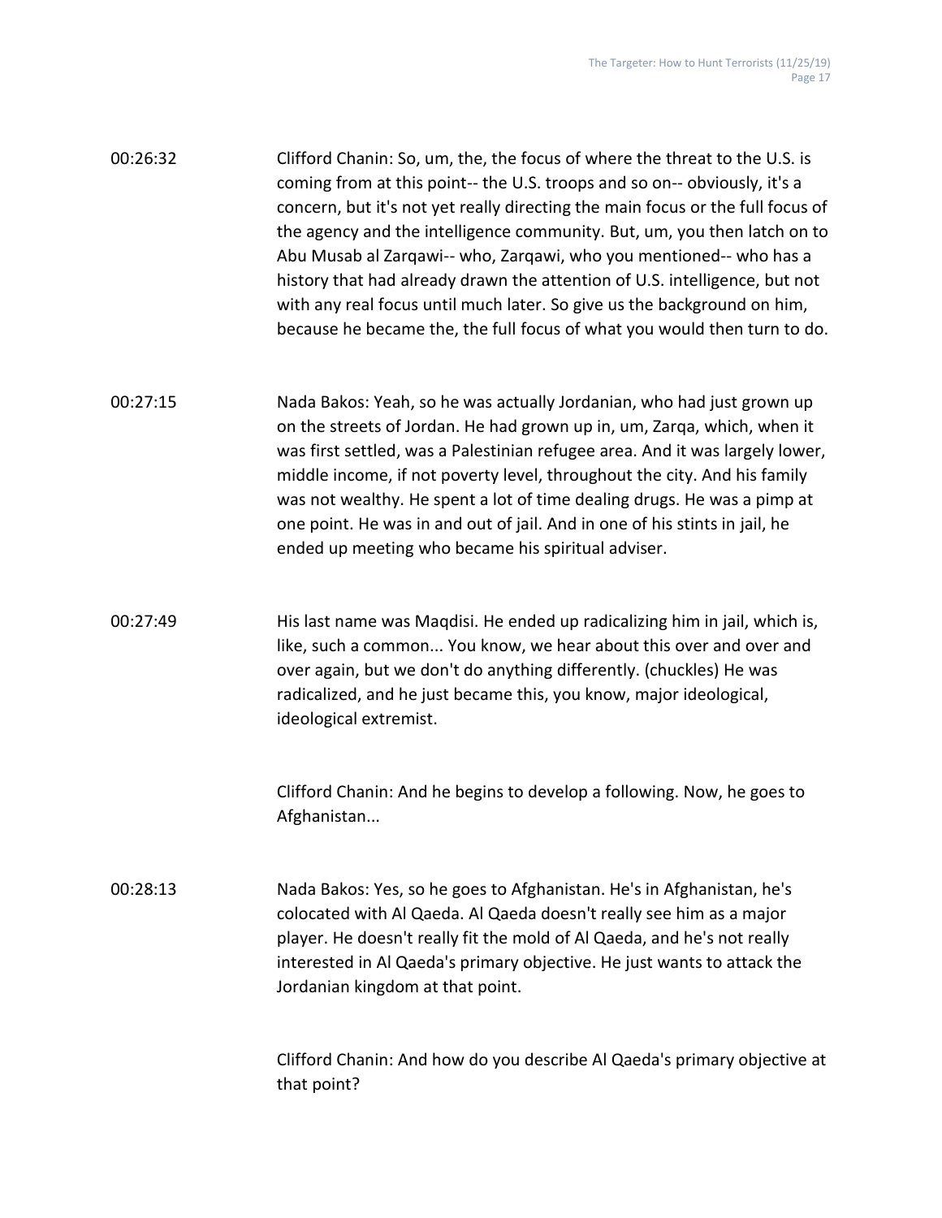00:26:32 Clifford Chanin: So, um, the, the focus of where the threat to the U.S. is coming from at this point-- the U.S. troops and so on-- obviously, it's a concern, but it's not yet really directing the main focus or the full focus of the agency and the intelligence community. But, um, you then latch on to Abu Musab al Zarqawi-- who, Zarqawi, who you mentioned-- who has a history that had already drawn the attention of U.S. intelligence, but not with any real focus until much later. So give us the background on him, because he became the, the full focus of what you would then turn to do.

00:27:15 Nada Bakos: Yeah, so he was actually Jordanian, who had just grown up on the streets of Jordan. He had grown up in, um, Zarqa, which, when it was first settled, was a Palestinian refugee area. And it was largely lower, middle income, if not poverty level, throughout the city. And his family was not wealthy. He spent a lot of time dealing drugs. He was a pimp at one point. He was in and out of jail. And in one of his stints in jail, he ended up meeting who became his spiritual adviser.

00:27:49 His last name was Maqdisi. He ended up radicalizing him in jail, which is, like, such a common... You know, we hear about this over and over and over again, but we don't do anything differently. (chuckles) He was radicalized, and he just became this, you know, major ideological, ideological extremist.

Clifford Chanin: And he begins to develop a following. Now, he goes to Afghanistan...

00:28:13 Nada Bakos: Yes, so he goes to Afghanistan. He's in Afghanistan, he's colocated with Al Qaeda. Al Qaeda doesn't really see him as a major player. He doesn't really fit the mold of Al Qaeda, and he's not really interested in Al Qaeda's primary objective. He just wants to attack the Jordanian kingdom at that point.

Clifford Chanin: And how do you describe Al Qaeda's primary objective at that point?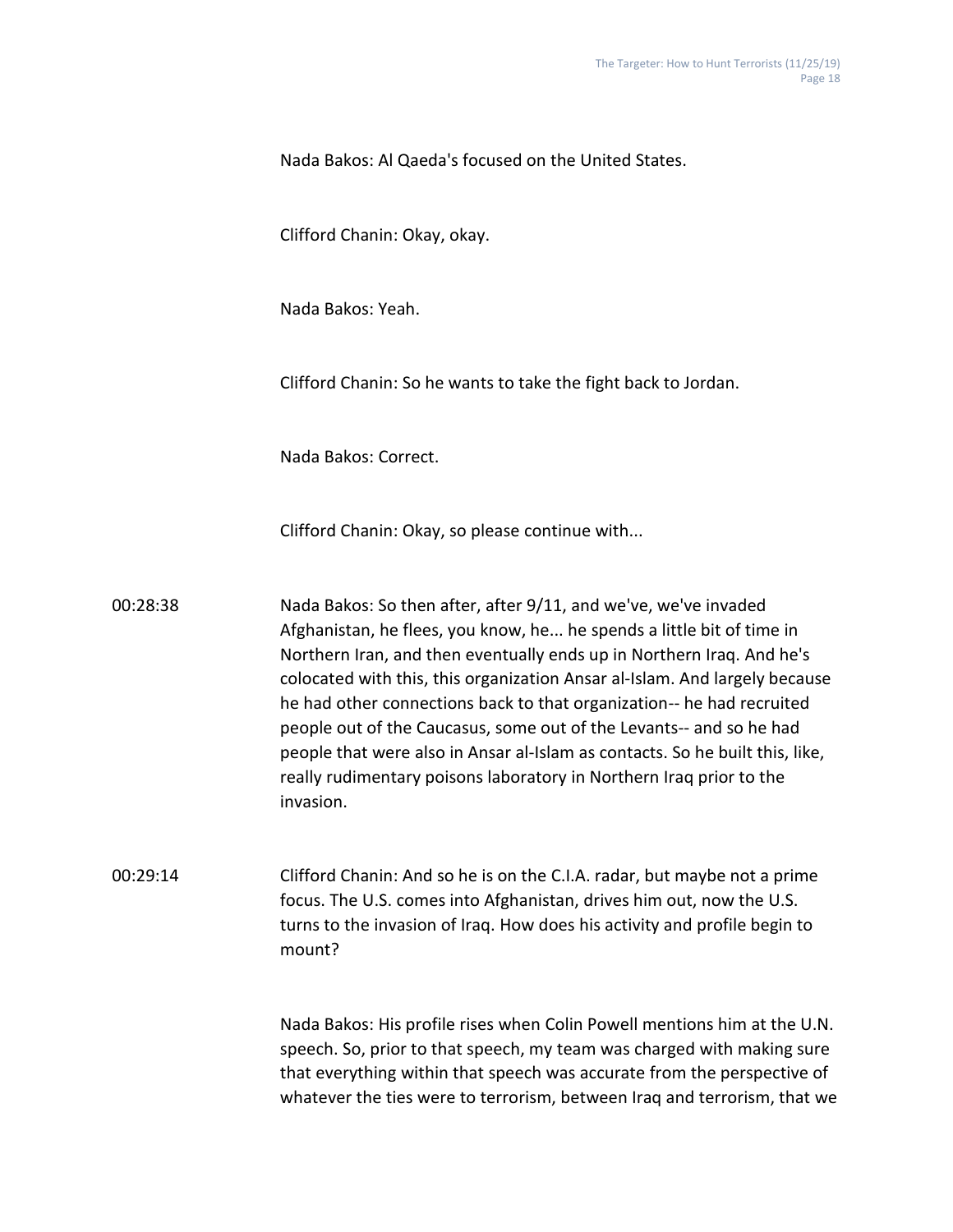Nada Bakos: Al Qaeda's focused on the United States.

Clifford Chanin: Okay, okay.

Nada Bakos: Yeah.

Clifford Chanin: So he wants to take the fight back to Jordan.

Nada Bakos: Correct.

Clifford Chanin: Okay, so please continue with...

00:28:38 Nada Bakos: So then after, after 9/11, and we've, we've invaded Afghanistan, he flees, you know, he... he spends a little bit of time in Northern Iran, and then eventually ends up in Northern Iraq. And he's colocated with this, this organization Ansar al-Islam. And largely because he had other connections back to that organization-- he had recruited people out of the Caucasus, some out of the Levants-- and so he had people that were also in Ansar al-Islam as contacts. So he built this, like, really rudimentary poisons laboratory in Northern Iraq prior to the invasion.

00:29:14 Clifford Chanin: And so he is on the C.I.A. radar, but maybe not a prime focus. The U.S. comes into Afghanistan, drives him out, now the U.S. turns to the invasion of Iraq. How does his activity and profile begin to mount?

Nada Bakos: His profile rises when Colin Powell mentions him at the U.N. speech. So, prior to that speech, my team was charged with making sure that everything within that speech was accurate from the perspective of whatever the ties were to terrorism, between Iraq and terrorism, that we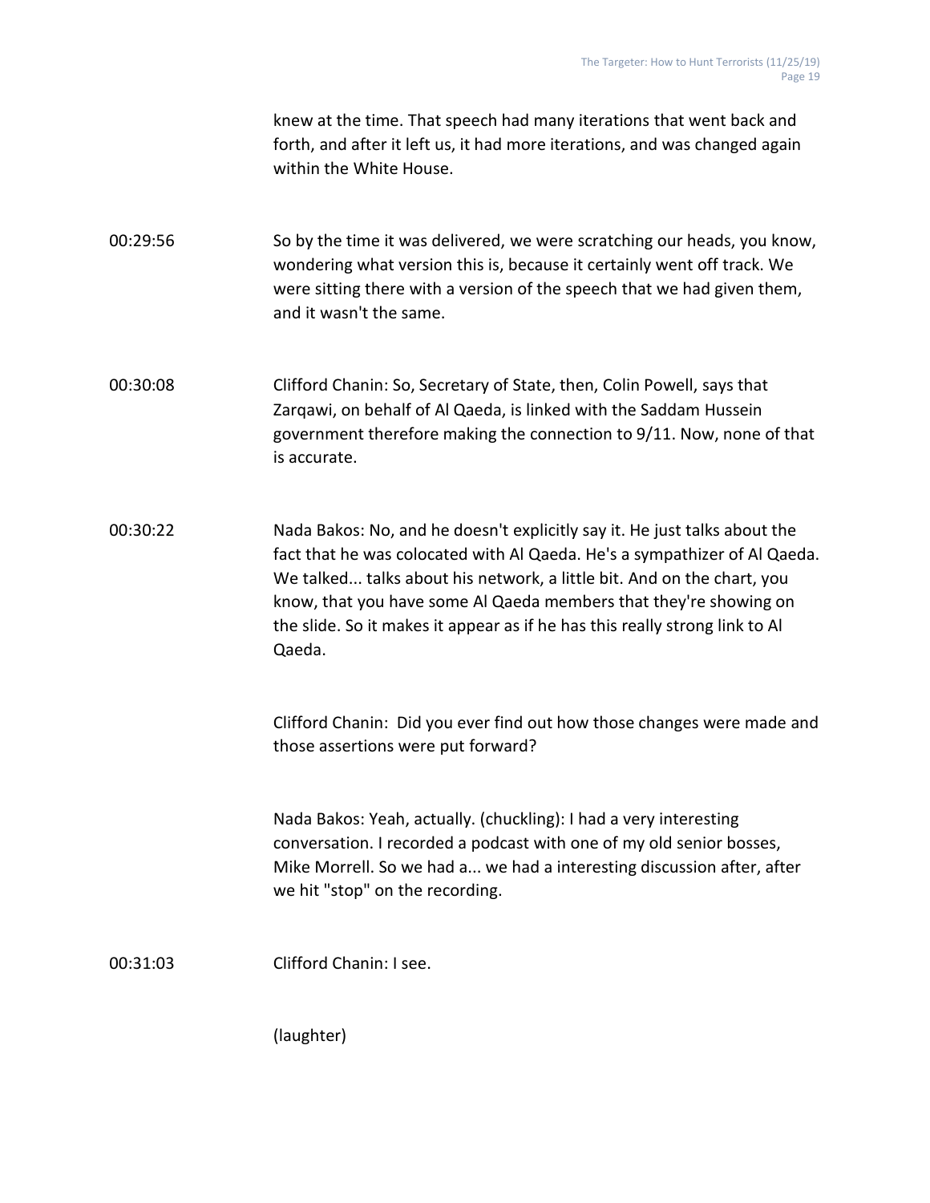knew at the time. That speech had many iterations that went back and forth, and after it left us, it had more iterations, and was changed again within the White House.

00:29:56 So by the time it was delivered, we were scratching our heads, you know, wondering what version this is, because it certainly went off track. We were sitting there with a version of the speech that we had given them, and it wasn't the same.

00:30:08 Clifford Chanin: So, Secretary of State, then, Colin Powell, says that Zarqawi, on behalf of Al Qaeda, is linked with the Saddam Hussein government therefore making the connection to 9/11. Now, none of that is accurate.

00:30:22 Nada Bakos: No, and he doesn't explicitly say it. He just talks about the fact that he was colocated with Al Qaeda. He's a sympathizer of Al Qaeda. We talked... talks about his network, a little bit. And on the chart, you know, that you have some Al Qaeda members that they're showing on the slide. So it makes it appear as if he has this really strong link to Al Qaeda.

Clifford Chanin: Did you ever find out how those changes were made and those assertions were put forward?

Nada Bakos: Yeah, actually. (chuckling): I had a very interesting conversation. I recorded a podcast with one of my old senior bosses, Mike Morrell. So we had a... we had a interesting discussion after, after we hit "stop" on the recording.

00:31:03 Clifford Chanin: I see.

(laughter)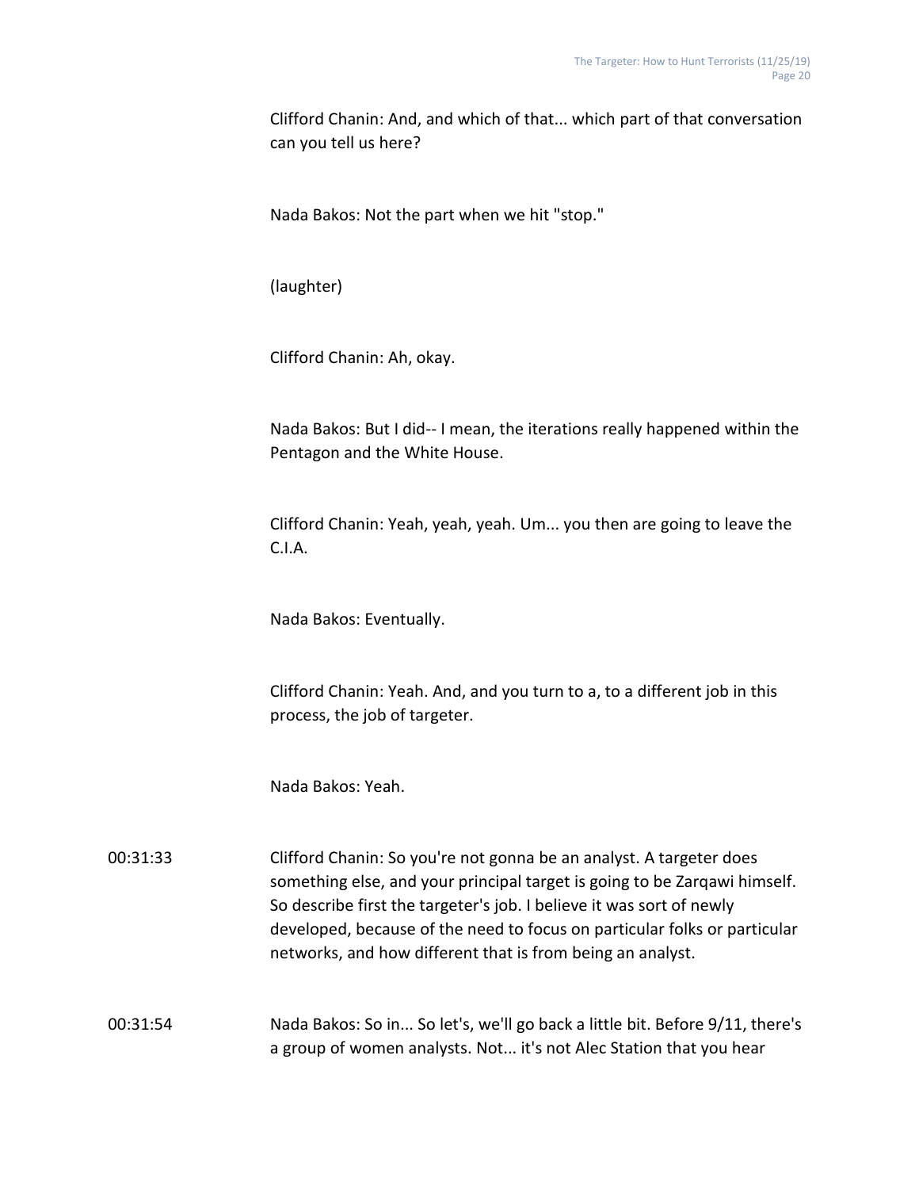Clifford Chanin: And, and which of that... which part of that conversation can you tell us here?

Nada Bakos: Not the part when we hit "stop."

(laughter)

Clifford Chanin: Ah, okay.

Nada Bakos: But I did-- I mean, the iterations really happened within the Pentagon and the White House.

Clifford Chanin: Yeah, yeah, yeah. Um... you then are going to leave the C.I.A.

Nada Bakos: Eventually.

Clifford Chanin: Yeah. And, and you turn to a, to a different job in this process, the job of targeter.

Nada Bakos: Yeah.

00:31:33 Clifford Chanin: So you're not gonna be an analyst. A targeter does something else, and your principal target is going to be Zarqawi himself. So describe first the targeter's job. I believe it was sort of newly developed, because of the need to focus on particular folks or particular networks, and how different that is from being an analyst.

00:31:54 Nada Bakos: So in... So let's, we'll go back a little bit. Before 9/11, there's a group of women analysts. Not... it's not Alec Station that you hear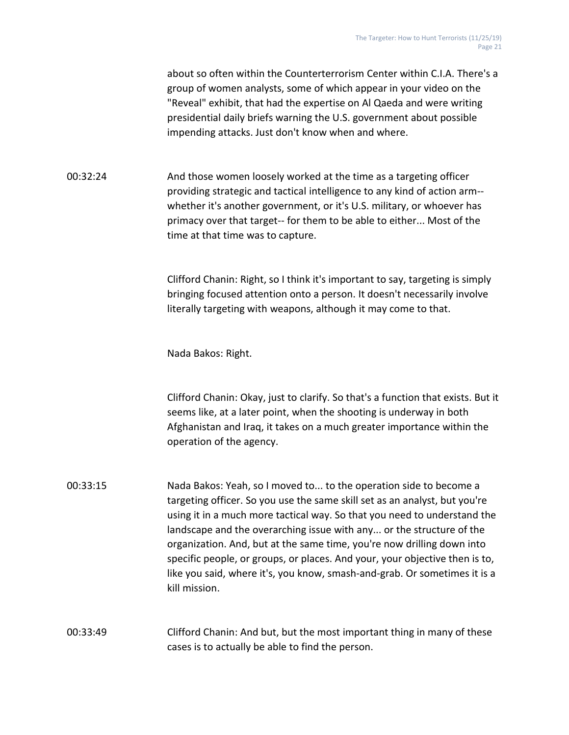about so often within the Counterterrorism Center within C.I.A. There's a group of women analysts, some of which appear in your video on the "Reveal" exhibit, that had the expertise on Al Qaeda and were writing presidential daily briefs warning the U.S. government about possible impending attacks. Just don't know when and where.

00:32:24 And those women loosely worked at the time as a targeting officer providing strategic and tactical intelligence to any kind of action arm-- whether it's another government, or it's U.S. military, or whoever has primacy over that target-- for them to be able to either... Most of the time at that time was to capture.

Clifford Chanin: Right, so I think it's important to say, targeting is simply bringing focused attention onto a person. It doesn't necessarily involve literally targeting with weapons, although it may come to that.

Nada Bakos: Right.

Clifford Chanin: Okay, just to clarify. So that's a function that exists. But it seems like, at a later point, when the shooting is underway in both Afghanistan and Iraq, it takes on a much greater importance within the operation of the agency.

00:33:15 Nada Bakos: Yeah, so I moved to... to the operation side to become a targeting officer. So you use the same skill set as an analyst, but you're using it in a much more tactical way. So that you need to understand the landscape and the overarching issue with any... or the structure of the organization. And, but at the same time, you're now drilling down into specific people, or groups, or places. And your, your objective then is to, like you said, where it's, you know, smash-and-grab. Or sometimes it is a kill mission.

00:33:49 Clifford Chanin: And but, but the most important thing in many of these cases is to actually be able to find the person.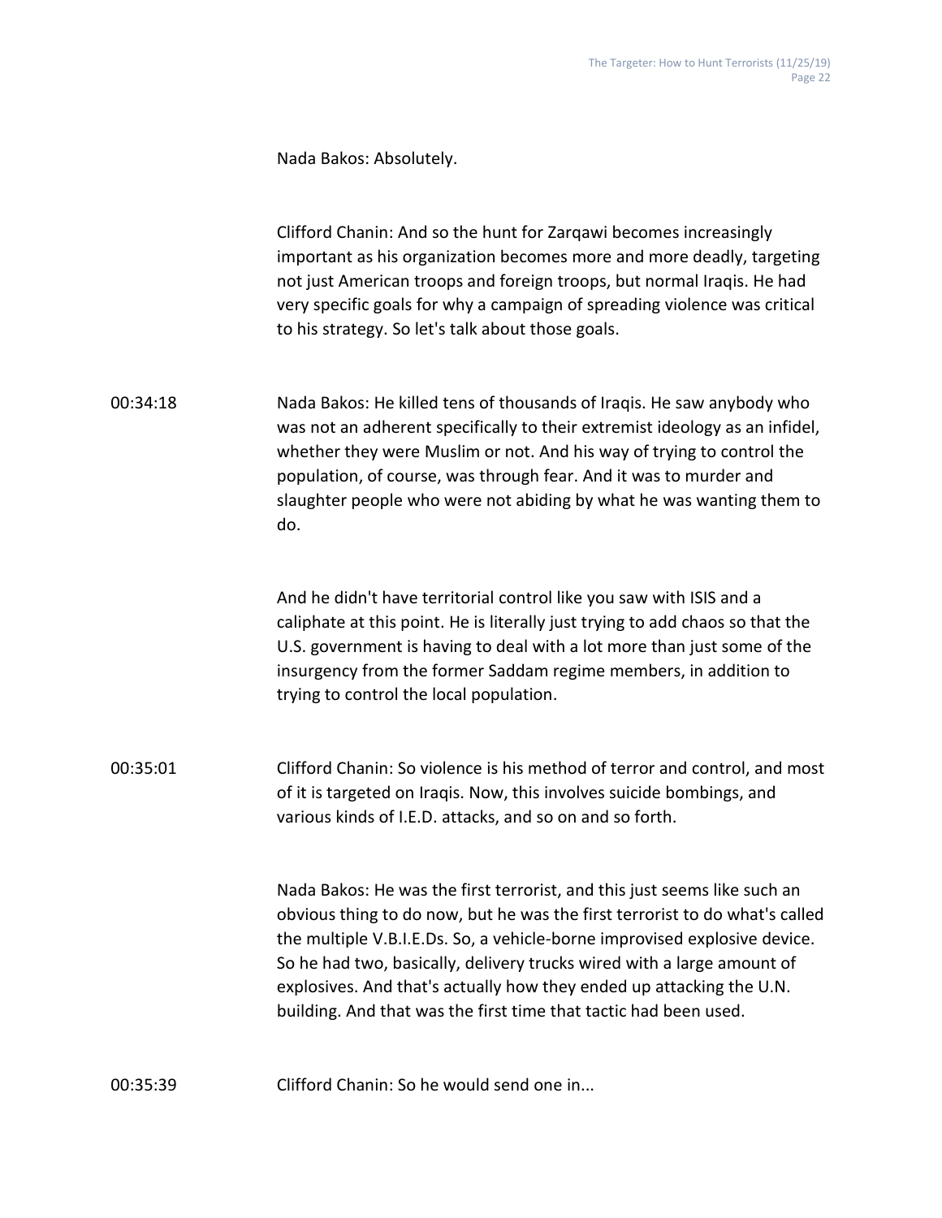Nada Bakos: Absolutely.

Clifford Chanin: And so the hunt for Zarqawi becomes increasingly important as his organization becomes more and more deadly, targeting not just American troops and foreign troops, but normal Iraqis. He had very specific goals for why a campaign of spreading violence was critical to his strategy. So let's talk about those goals.

00:34:18 Nada Bakos: He killed tens of thousands of Iraqis. He saw anybody who was not an adherent specifically to their extremist ideology as an infidel, whether they were Muslim or not. And his way of trying to control the population, of course, was through fear. And it was to murder and slaughter people who were not abiding by what he was wanting them to do.

And he didn't have territorial control like you saw with ISIS and a caliphate at this point. He is literally just trying to add chaos so that the U.S. government is having to deal with a lot more than just some of the insurgency from the former Saddam regime members, in addition to trying to control the local population.

00:35:01 Clifford Chanin: So violence is his method of terror and control, and most of it is targeted on Iraqis. Now, this involves suicide bombings, and various kinds of I.E.D. attacks, and so on and so forth.

Nada Bakos: He was the first terrorist, and this just seems like such an obvious thing to do now, but he was the first terrorist to do what's called the multiple V.B.I.E.Ds. So, a vehicle-borne improvised explosive device. So he had two, basically, delivery trucks wired with a large amount of explosives. And that's actually how they ended up attacking the U.N. building. And that was the first time that tactic had been used.

00:35:39 Clifford Chanin: So he would send one in...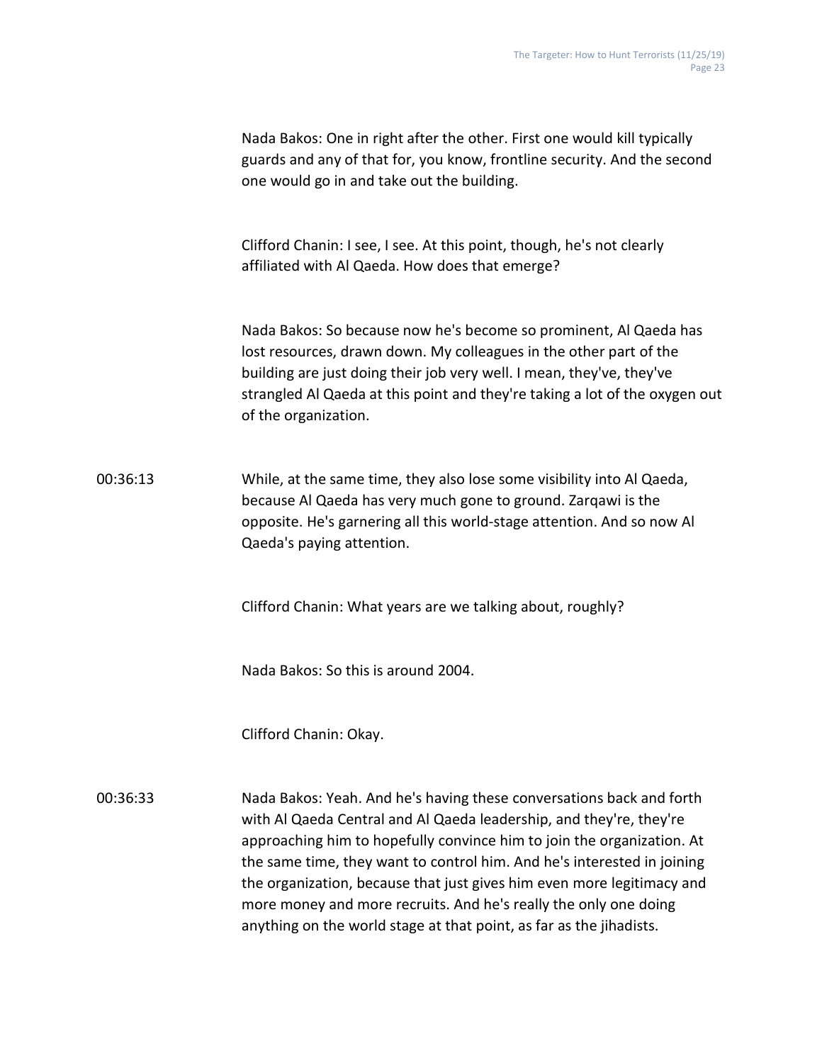Nada Bakos: One in right after the other. First one would kill typically guards and any of that for, you know, frontline security. And the second one would go in and take out the building.

Clifford Chanin: I see, I see. At this point, though, he's not clearly affiliated with Al Qaeda. How does that emerge?

Nada Bakos: So because now he's become so prominent, Al Qaeda has lost resources, drawn down. My colleagues in the other part of the building are just doing their job very well. I mean, they've, they've strangled Al Qaeda at this point and they're taking a lot of the oxygen out of the organization.

00:36:13 While, at the same time, they also lose some visibility into Al Qaeda, because Al Qaeda has very much gone to ground. Zarqawi is the opposite. He's garnering all this world-stage attention. And so now Al Qaeda's paying attention.

Clifford Chanin: What years are we talking about, roughly?

Nada Bakos: So this is around 2004.

Clifford Chanin: Okay.

00:36:33 Nada Bakos: Yeah. And he's having these conversations back and forth with Al Qaeda Central and Al Qaeda leadership, and they're, they're approaching him to hopefully convince him to join the organization. At the same time, they want to control him. And he's interested in joining the organization, because that just gives him even more legitimacy and more money and more recruits. And he's really the only one doing anything on the world stage at that point, as far as the jihadists.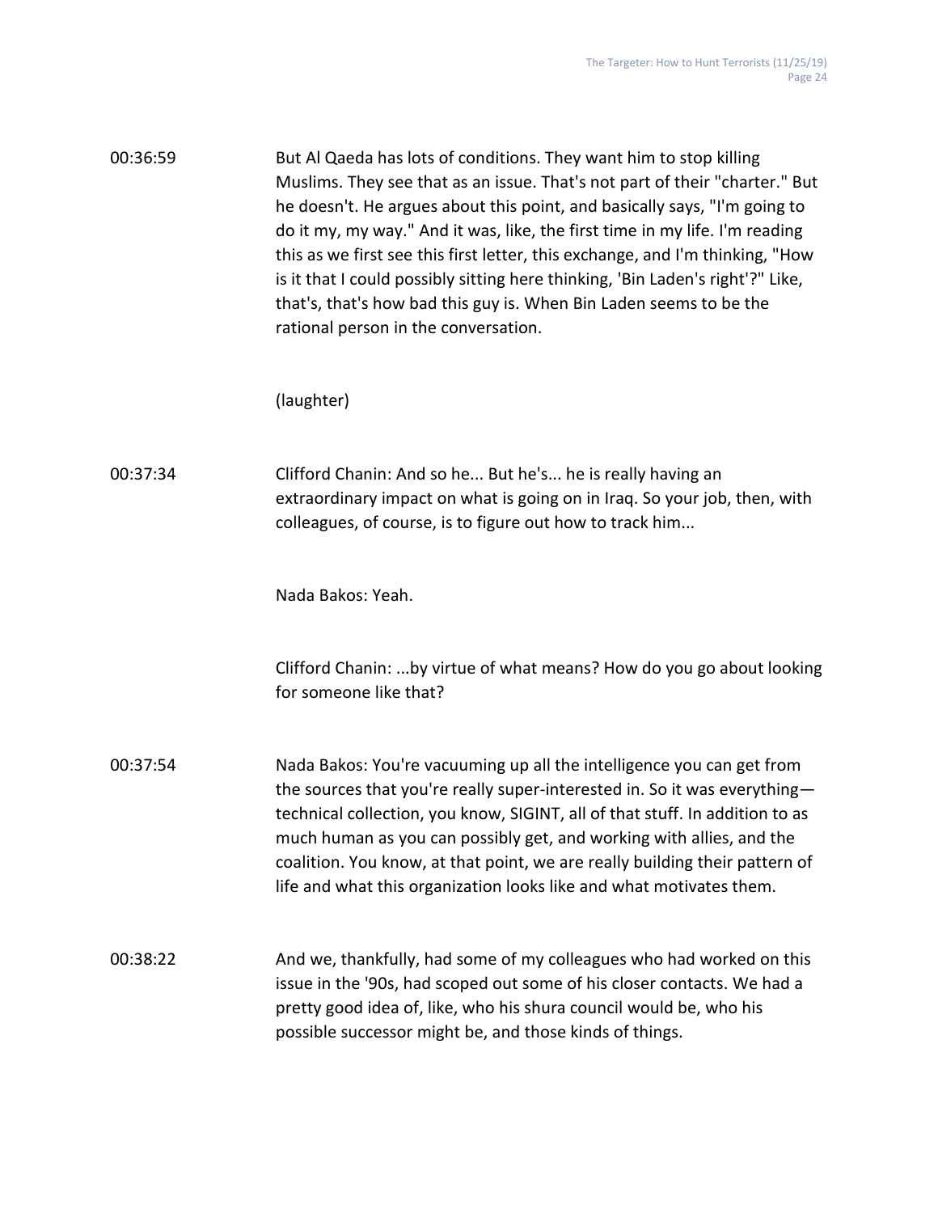00:36:59 But Al Qaeda has lots of conditions. They want him to stop killing Muslims. They see that as an issue. That's not part of their "charter." But he doesn't. He argues about this point, and basically says, "I'm going to do it my, my way." And it was, like, the first time in my life. I'm reading this as we first see this first letter, this exchange, and I'm thinking, "How is it that I could possibly sitting here thinking, 'Bin Laden's right'?" Like, that's, that's how bad this guy is. When Bin Laden seems to be the rational person in the conversation.

(laughter)

00:37:34 Clifford Chanin: And so he... But he's... he is really having an extraordinary impact on what is going on in Iraq. So your job, then, with colleagues, of course, is to figure out how to track him...

Nada Bakos: Yeah.

Clifford Chanin: ...by virtue of what means? How do you go about looking for someone like that?

00:37:54 Nada Bakos: You're vacuuming up all the intelligence you can get from the sources that you're really super-interested in. So it was everything—technical collection, you know, SIGINT, all of that stuff. In addition to as much human as you can possibly get, and working with allies, and the coalition. You know, at that point, we are really building their pattern of life and what this organization looks like and what motivates them.

00:38:22 And we, thankfully, had some of my colleagues who had worked on this issue in the '90s, had scoped out some of his closer contacts. We had a pretty good idea of, like, who his shura council would be, who his possible successor might be, and those kinds of things.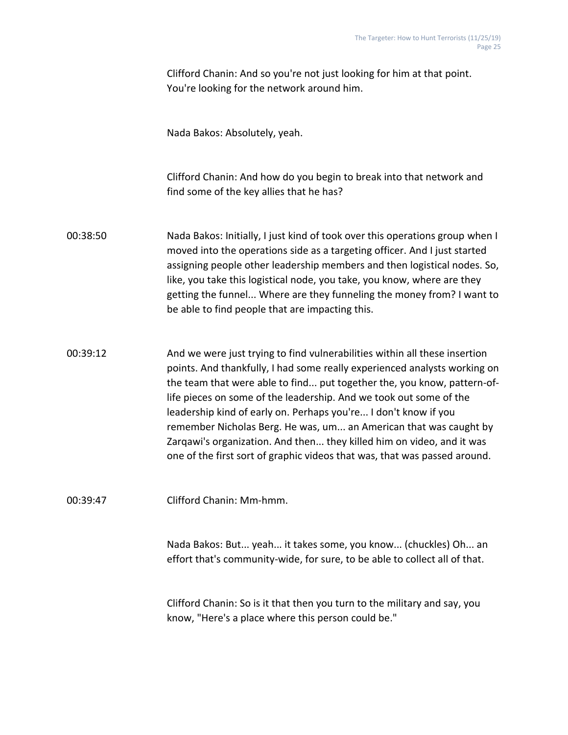Clifford Chanin: And so you're not just looking for him at that point. You're looking for the network around him.

Nada Bakos: Absolutely, yeah.

Clifford Chanin: And how do you begin to break into that network and find some of the key allies that he has?

00:38:50 Nada Bakos: Initially, I just kind of took over this operations group when I moved into the operations side as a targeting officer. And I just started assigning people other leadership members and then logistical nodes. So, like, you take this logistical node, you take, you know, where are they getting the funnel... Where are they funneling the money from? I want to be able to find people that are impacting this.

00:39:12 And we were just trying to find vulnerabilities within all these insertion points. And thankfully, I had some really experienced analysts working on the team that were able to find... put together the, you know, pattern-of-life pieces on some of the leadership. And we took out some of the leadership kind of early on. Perhaps you're... I don't know if you remember Nicholas Berg. He was, um... an American that was caught by Zarqawi's organization. And then... they killed him on video, and it was one of the first sort of graphic videos that was, that was passed around.

00:39:47 Clifford Chanin: Mm-hmm.

Nada Bakos: But... yeah... it takes some, you know... (chuckles) Oh... an effort that's community-wide, for sure, to be able to collect all of that.

Clifford Chanin: So is it that then you turn to the military and say, you know, "Here's a place where this person could be."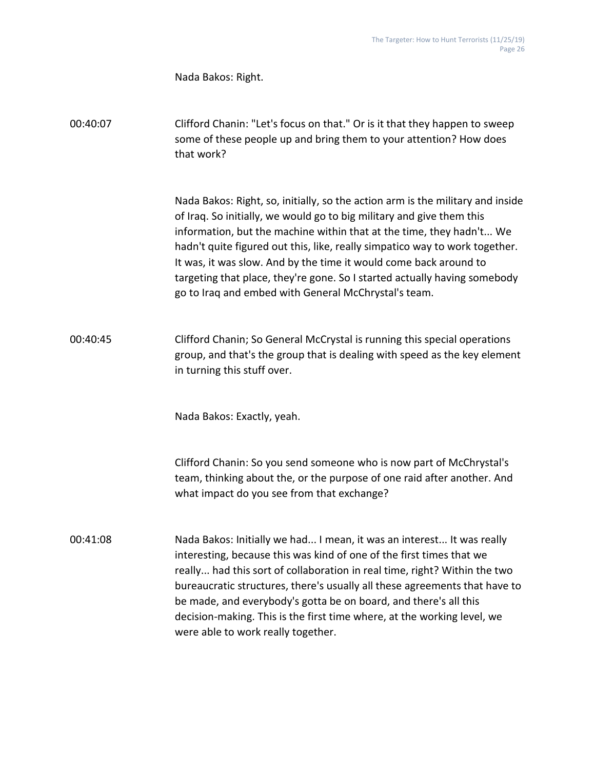Nada Bakos: Right.

00:40:07 Clifford Chanin: "Let's focus on that." Or is it that they happen to sweep some of these people up and bring them to your attention? How does that work?

Nada Bakos: Right, so, initially, so the action arm is the military and inside of Iraq. So initially, we would go to big military and give them this information, but the machine within that at the time, they hadn't... We hadn't quite figured out this, like, really simpatico way to work together. It was, it was slow. And by the time it would come back around to targeting that place, they're gone. So I started actually having somebody go to Iraq and embed with General McChrystal's team.

00:40:45 Clifford Chanin; So General McCrystal is running this special operations group, and that's the group that is dealing with speed as the key element in turning this stuff over.

Nada Bakos: Exactly, yeah.

Clifford Chanin: So you send someone who is now part of McChrystal's team, thinking about the, or the purpose of one raid after another. And what impact do you see from that exchange?

00:41:08 Nada Bakos: Initially we had... I mean, it was an interest... It was really interesting, because this was kind of one of the first times that we really... had this sort of collaboration in real time, right? Within the two bureaucratic structures, there's usually all these agreements that have to be made, and everybody's gotta be on board, and there's all this decision-making. This is the first time where, at the working level, we were able to work really together.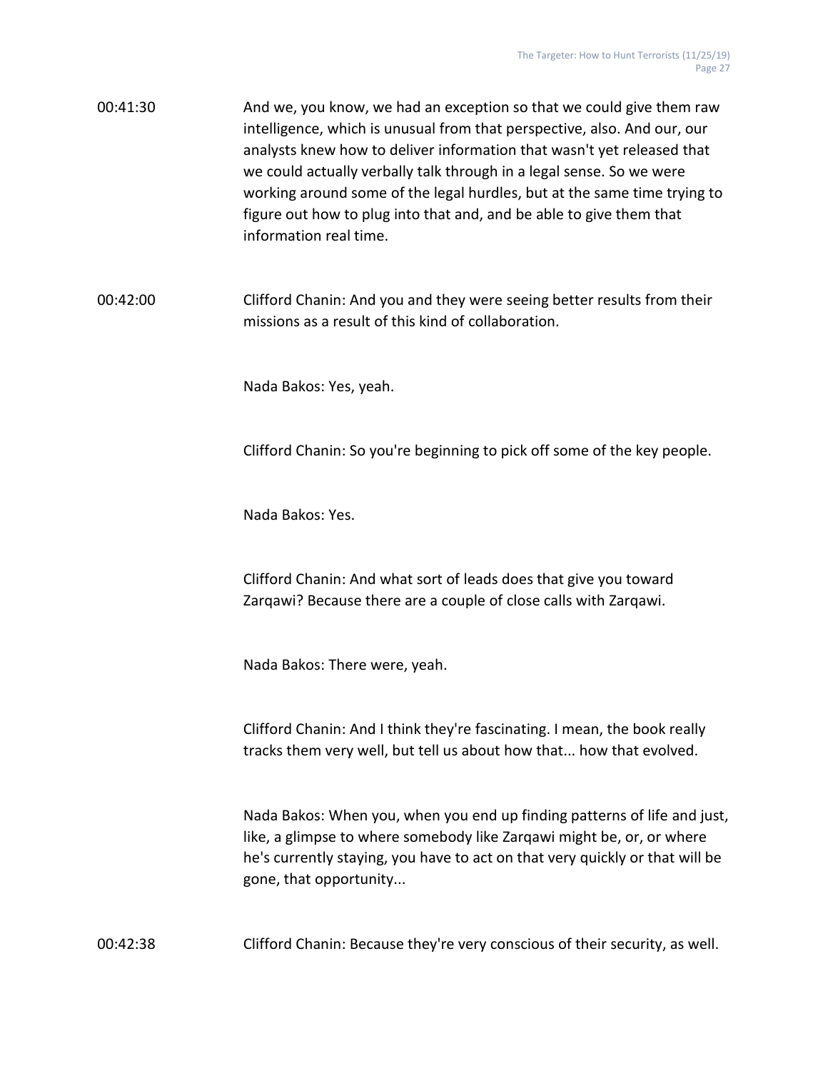00:41:30 And we, you know, we had an exception so that we could give them raw intelligence, which is unusual from that perspective, also. And our, our analysts knew how to deliver information that wasn't yet released that we could actually verbally talk through in a legal sense. So we were working around some of the legal hurdles, but at the same time trying to figure out how to plug into that and, and be able to give them that information real time.

00:42:00 Clifford Chanin: And you and they were seeing better results from their missions as a result of this kind of collaboration.

Nada Bakos: Yes, yeah.

Clifford Chanin: So you're beginning to pick off some of the key people.

Nada Bakos: Yes.

Clifford Chanin: And what sort of leads does that give you toward Zarqawi? Because there are a couple of close calls with Zarqawi.

Nada Bakos: There were, yeah.

Clifford Chanin: And I think they're fascinating. I mean, the book really tracks them very well, but tell us about how that... how that evolved.

Nada Bakos: When you, when you end up finding patterns of life and just, like, a glimpse to where somebody like Zarqawi might be, or, or where he's currently staying, you have to act on that very quickly or that will be gone, that opportunity...

00:42:38 Clifford Chanin: Because they're very conscious of their security, as well.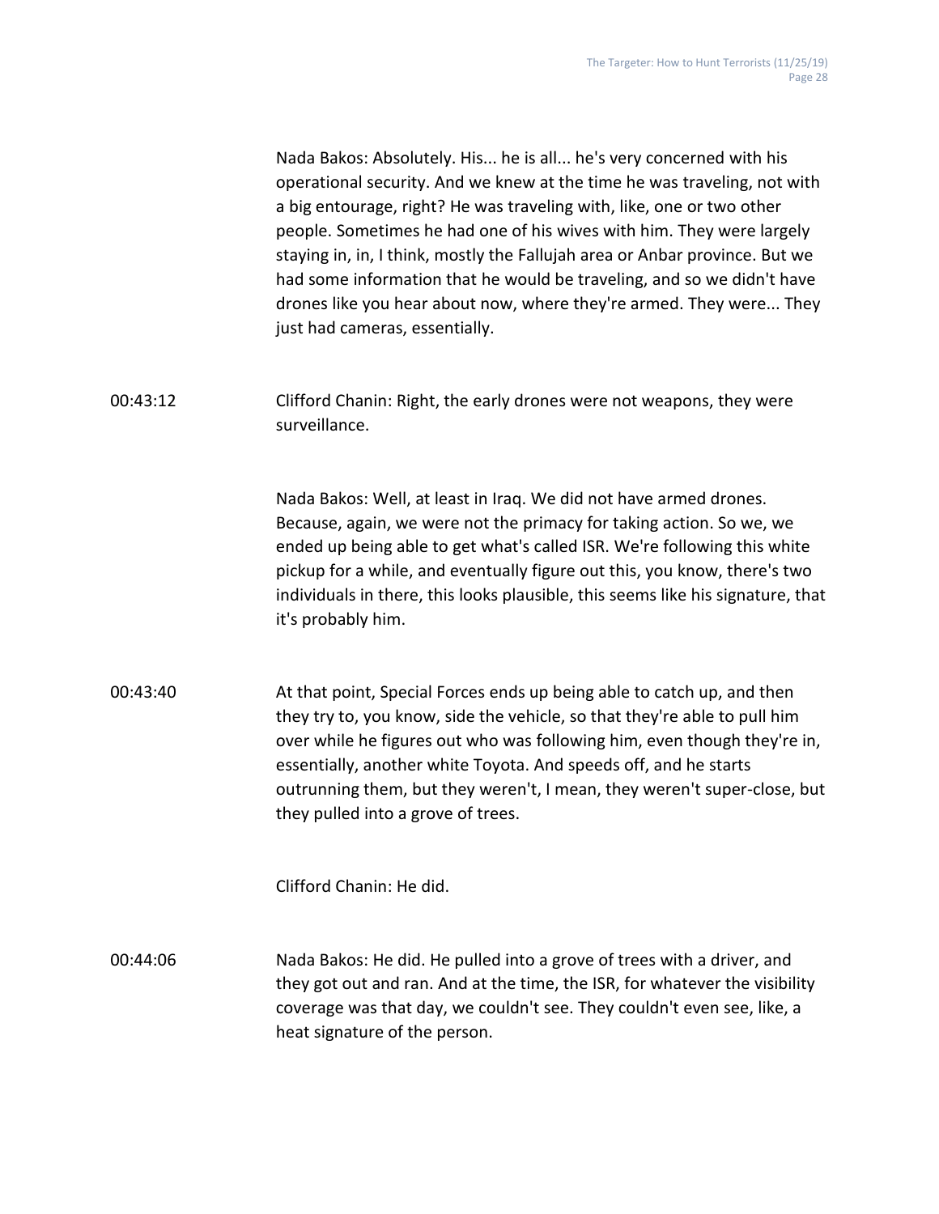Nada Bakos: Absolutely. His... he is all... he's very concerned with his operational security. And we knew at the time he was traveling, not with a big entourage, right? He was traveling with, like, one or two other people. Sometimes he had one of his wives with him. They were largely staying in, in, I think, mostly the Fallujah area or Anbar province. But we had some information that he would be traveling, and so we didn't have drones like you hear about now, where they're armed. They were... They just had cameras, essentially.

00:43:12 Clifford Chanin: Right, the early drones were not weapons, they were surveillance.

Nada Bakos: Well, at least in Iraq. We did not have armed drones. Because, again, we were not the primacy for taking action. So we, we ended up being able to get what's called ISR. We're following this white pickup for a while, and eventually figure out this, you know, there's two individuals in there, this looks plausible, this seems like his signature, that it's probably him.

00:43:40 At that point, Special Forces ends up being able to catch up, and then they try to, you know, side the vehicle, so that they're able to pull him over while he figures out who was following him, even though they're in, essentially, another white Toyota. And speeds off, and he starts outrunning them, but they weren't, I mean, they weren't super-close, but they pulled into a grove of trees.

Clifford Chanin: He did.

00:44:06 Nada Bakos: He did. He pulled into a grove of trees with a driver, and they got out and ran. And at the time, the ISR, for whatever the visibility coverage was that day, we couldn't see. They couldn't even see, like, a heat signature of the person.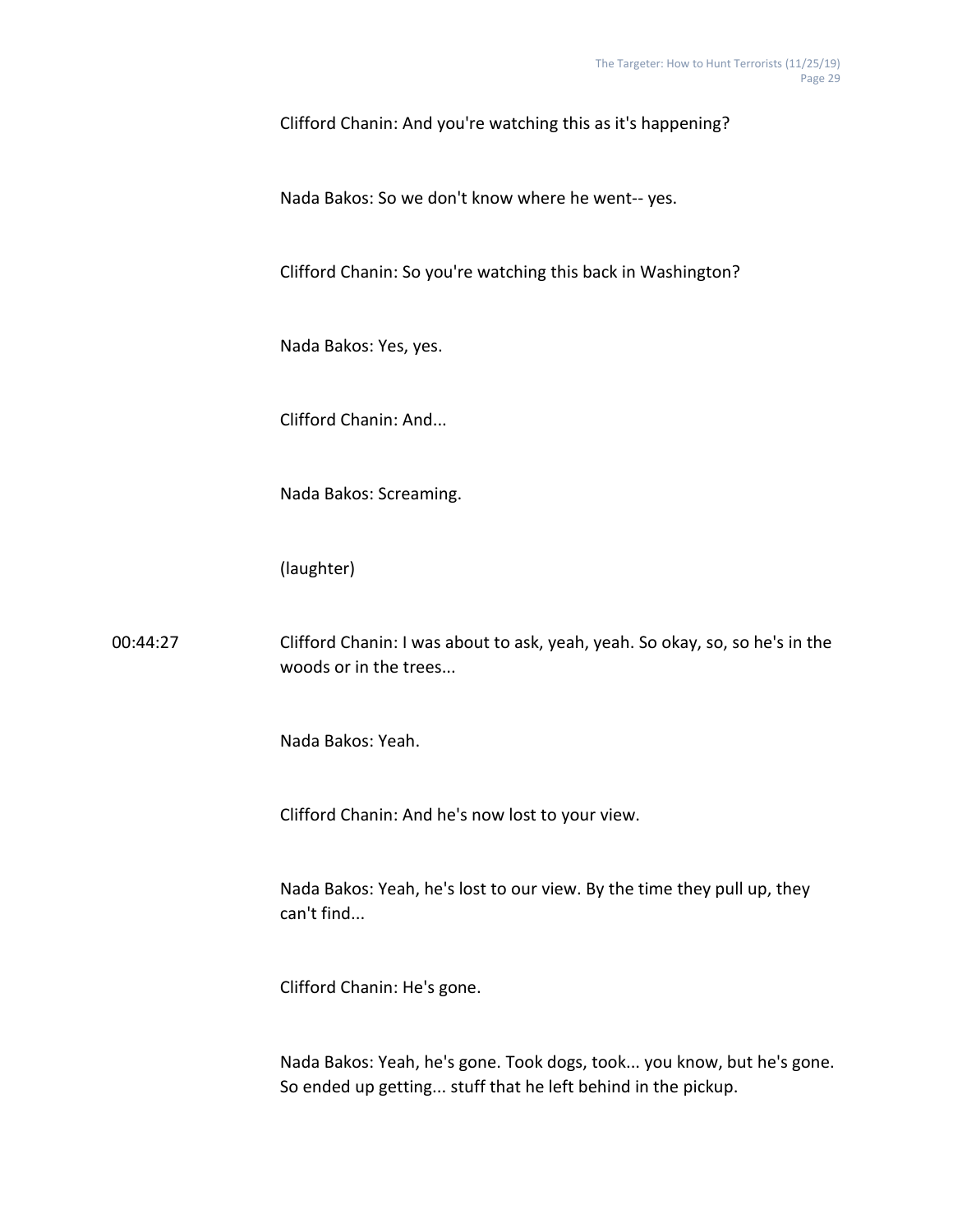Clifford Chanin: And you're watching this as it's happening?

Nada Bakos: So we don't know where he went-- yes.

Clifford Chanin: So you're watching this back in Washington?

Nada Bakos: Yes, yes.

Clifford Chanin: And...

Nada Bakos: Screaming.

(laughter)

00:44:27 Clifford Chanin: I was about to ask, yeah, yeah. So okay, so, so he's in the woods or in the trees...

Nada Bakos: Yeah.

Clifford Chanin: And he's now lost to your view.

Nada Bakos: Yeah, he's lost to our view. By the time they pull up, they can't find...

Clifford Chanin: He's gone.

Nada Bakos: Yeah, he's gone. Took dogs, took... you know, but he's gone. So ended up getting... stuff that he left behind in the pickup.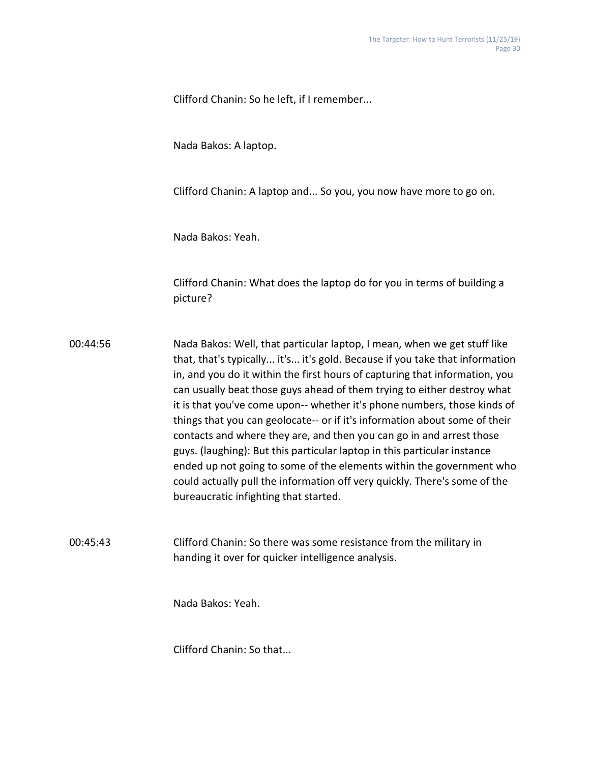Clifford Chanin: So he left, if I remember...

Nada Bakos: A laptop.

Clifford Chanin: A laptop and... So you, you now have more to go on.

Nada Bakos: Yeah.

Clifford Chanin: What does the laptop do for you in terms of building a picture?

00:44:56 Nada Bakos: Well, that particular laptop, I mean, when we get stuff like that, that's typically... it's... it's gold. Because if you take that information in, and you do it within the first hours of capturing that information, you can usually beat those guys ahead of them trying to either destroy what it is that you've come upon-- whether it's phone numbers, those kinds of things that you can geolocate-- or if it's information about some of their contacts and where they are, and then you can go in and arrest those guys. (laughing): But this particular laptop in this particular instance ended up not going to some of the elements within the government who could actually pull the information off very quickly. There's some of the bureaucratic infighting that started.

00:45:43 Clifford Chanin: So there was some resistance from the military in handing it over for quicker intelligence analysis.

Nada Bakos: Yeah.

Clifford Chanin: So that...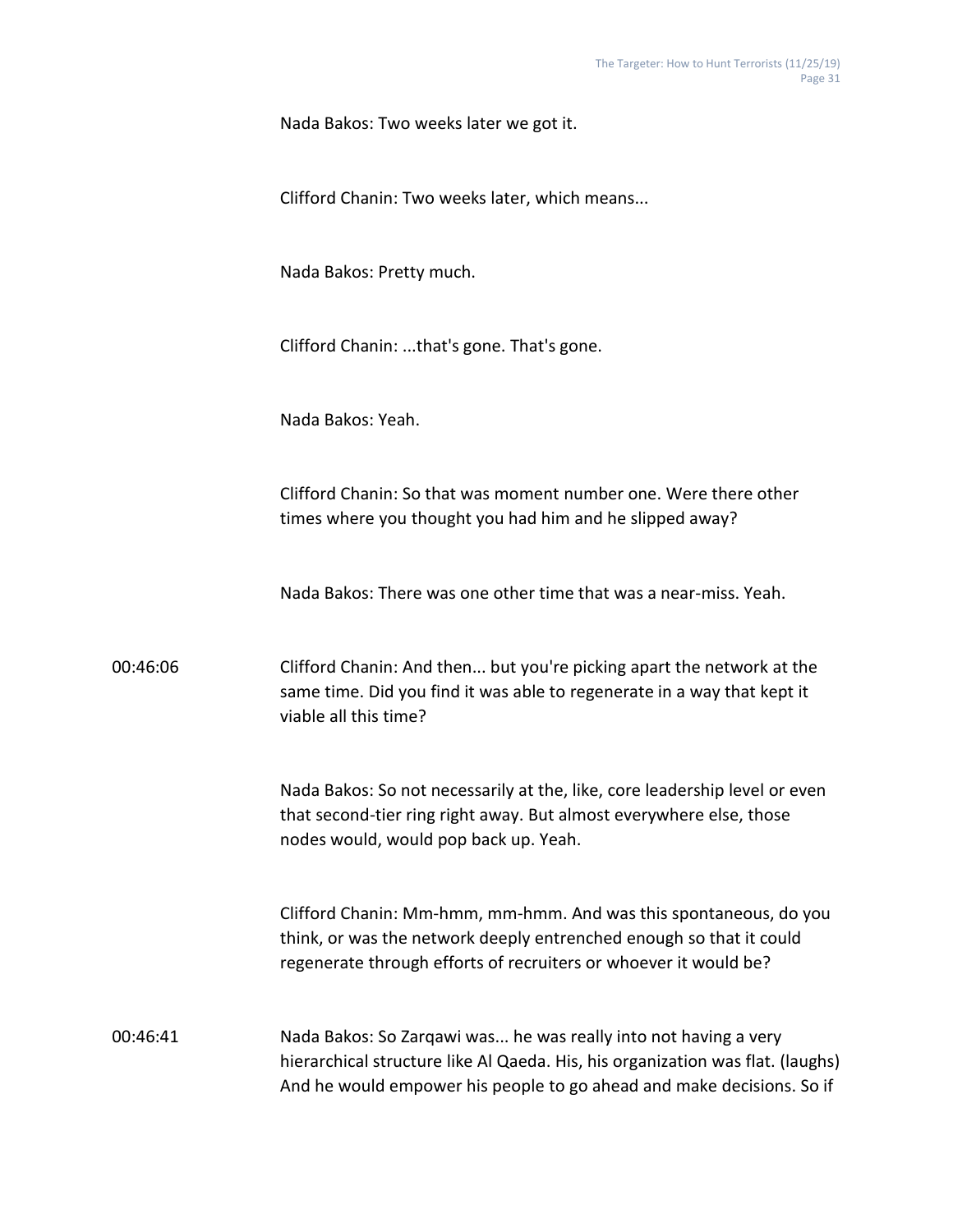Nada Bakos: Two weeks later we got it.

Clifford Chanin: Two weeks later, which means...

Nada Bakos: Pretty much.

Clifford Chanin: ...that's gone. That's gone.

Nada Bakos: Yeah.

Clifford Chanin: So that was moment number one. Were there other times where you thought you had him and he slipped away?

Nada Bakos: There was one other time that was a near-miss. Yeah.

00:46:06 Clifford Chanin: And then... but you're picking apart the network at the same time. Did you find it was able to regenerate in a way that kept it viable all this time?

Nada Bakos: So not necessarily at the, like, core leadership level or even that second-tier ring right away. But almost everywhere else, those nodes would, would pop back up. Yeah.

Clifford Chanin: Mm-hmm, mm-hmm. And was this spontaneous, do you think, or was the network deeply entrenched enough so that it could regenerate through efforts of recruiters or whoever it would be?

00:46:41 Nada Bakos: So Zarqawi was... he was really into not having a very hierarchical structure like Al Qaeda. His, his organization was flat. (laughs) And he would empower his people to go ahead and make decisions. So if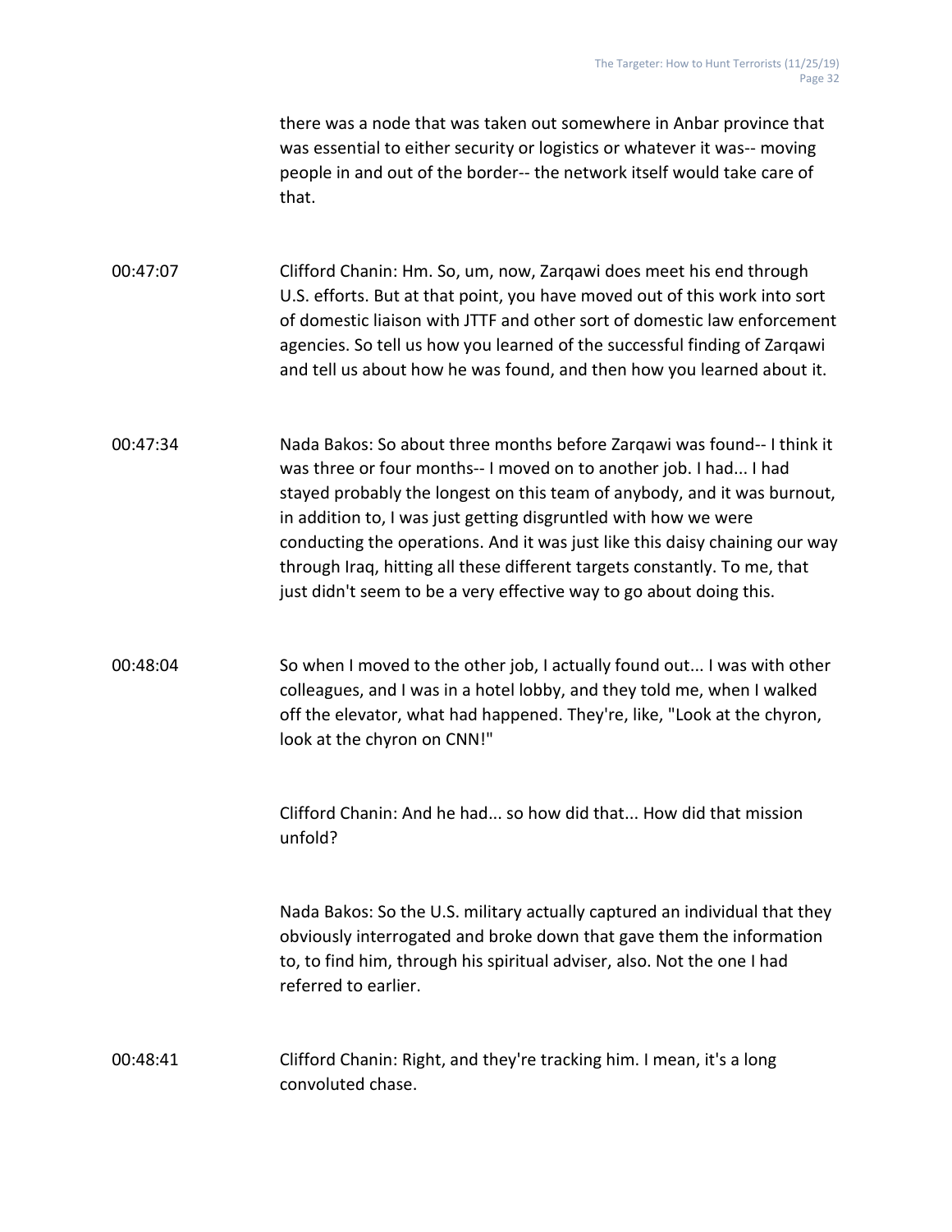there was a node that was taken out somewhere in Anbar province that was essential to either security or logistics or whatever it was-- moving people in and out of the border-- the network itself would take care of that.

00:47:07 Clifford Chanin: Hm. So, um, now, Zarqawi does meet his end through U.S. efforts. But at that point, you have moved out of this work into sort of domestic liaison with JTTF and other sort of domestic law enforcement agencies. So tell us how you learned of the successful finding of Zarqawi and tell us about how he was found, and then how you learned about it.

00:47:34 Nada Bakos: So about three months before Zarqawi was found-- I think it was three or four months-- I moved on to another job. I had... I had stayed probably the longest on this team of anybody, and it was burnout, in addition to, I was just getting disgruntled with how we were conducting the operations. And it was just like this daisy chaining our way through Iraq, hitting all these different targets constantly. To me, that just didn't seem to be a very effective way to go about doing this.

00:48:04 So when I moved to the other job, I actually found out... I was with other colleagues, and I was in a hotel lobby, and they told me, when I walked off the elevator, what had happened. They're, like, "Look at the chyron, look at the chyron on CNN!"

Clifford Chanin: And he had... so how did that... How did that mission unfold?

Nada Bakos: So the U.S. military actually captured an individual that they obviously interrogated and broke down that gave them the information to, to find him, through his spiritual adviser, also. Not the one I had referred to earlier.

00:48:41 Clifford Chanin: Right, and they're tracking him. I mean, it's a long convoluted chase.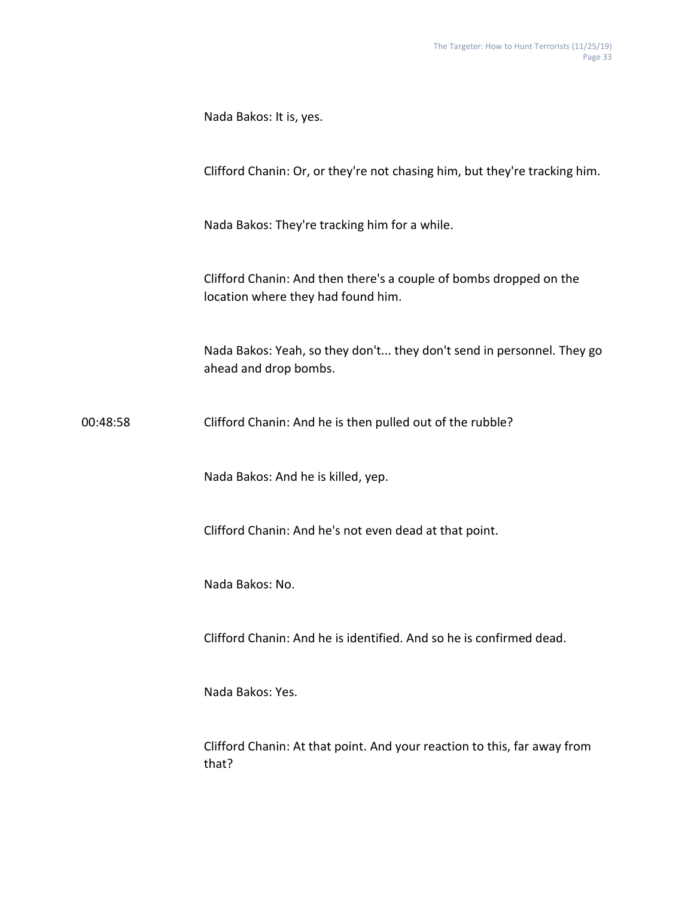Nada Bakos: It is, yes.

Clifford Chanin: Or, or they're not chasing him, but they're tracking him.

Nada Bakos: They're tracking him for a while.

Clifford Chanin: And then there's a couple of bombs dropped on the location where they had found him.

Nada Bakos: Yeah, so they don't... they don't send in personnel. They go ahead and drop bombs.

00:48:58 Clifford Chanin: And he is then pulled out of the rubble?

Nada Bakos: And he is killed, yep.

Clifford Chanin: And he's not even dead at that point.

Nada Bakos: No.

Clifford Chanin: And he is identified. And so he is confirmed dead.

Nada Bakos: Yes.

Clifford Chanin: At that point. And your reaction to this, far away from that?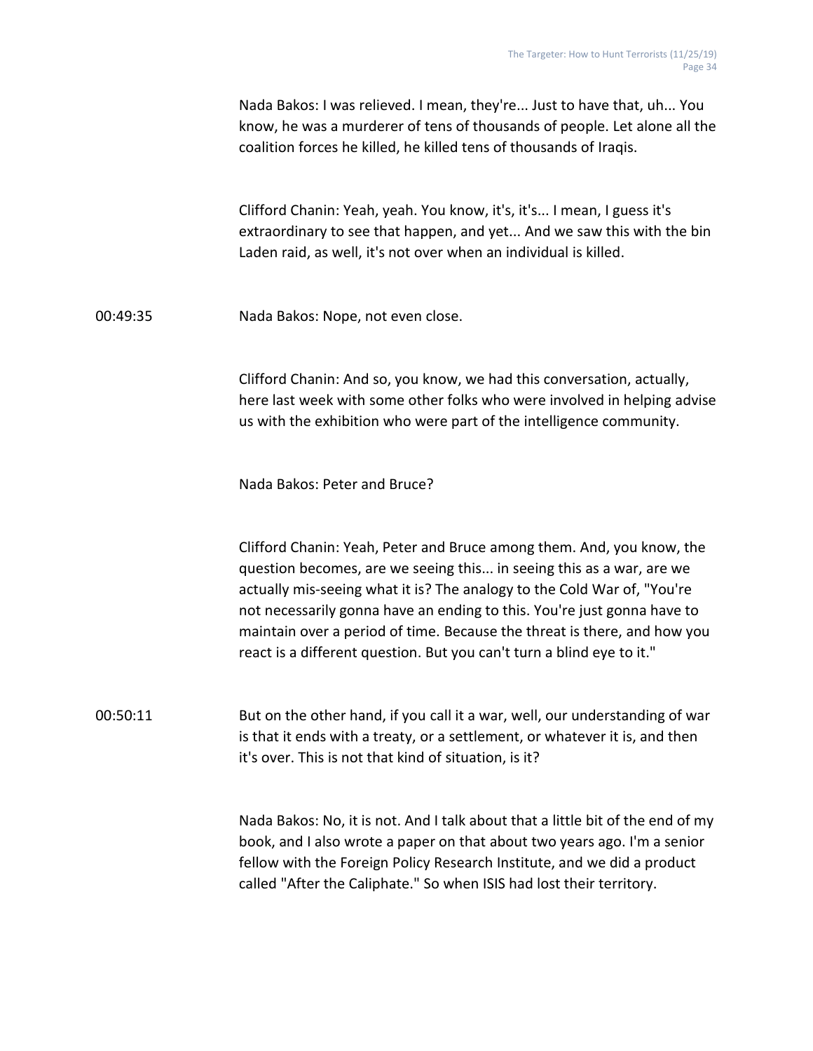Nada Bakos: I was relieved. I mean, they're... Just to have that, uh... You know, he was a murderer of tens of thousands of people. Let alone all the coalition forces he killed, he killed tens of thousands of Iraqis.

Clifford Chanin: Yeah, yeah. You know, it's, it's... I mean, I guess it's extraordinary to see that happen, and yet... And we saw this with the bin Laden raid, as well, it's not over when an individual is killed.

00:49:35 Nada Bakos: Nope, not even close.

Clifford Chanin: And so, you know, we had this conversation, actually, here last week with some other folks who were involved in helping advise us with the exhibition who were part of the intelligence community.

Nada Bakos: Peter and Bruce?

Clifford Chanin: Yeah, Peter and Bruce among them. And, you know, the question becomes, are we seeing this... in seeing this as a war, are we actually mis-seeing what it is? The analogy to the Cold War of, "You're not necessarily gonna have an ending to this. You're just gonna have to maintain over a period of time. Because the threat is there, and how you react is a different question. But you can't turn a blind eye to it."

00:50:11 But on the other hand, if you call it a war, well, our understanding of war is that it ends with a treaty, or a settlement, or whatever it is, and then it's over. This is not that kind of situation, is it?

Nada Bakos: No, it is not. And I talk about that a little bit of the end of my book, and I also wrote a paper on that about two years ago. I'm a senior fellow with the Foreign Policy Research Institute, and we did a product called "After the Caliphate." So when ISIS had lost their territory.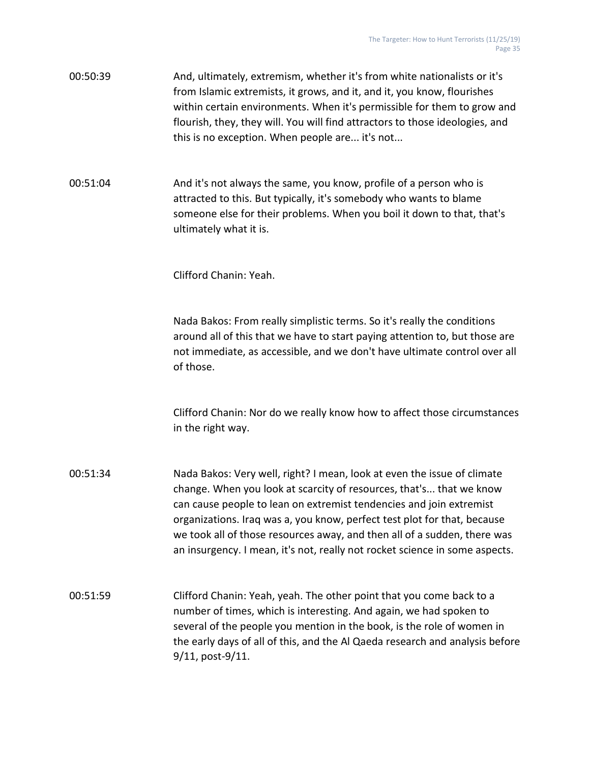00:50:39 And, ultimately, extremism, whether it's from white nationalists or it's from Islamic extremists, it grows, and it, and it, you know, flourishes within certain environments. When it's permissible for them to grow and flourish, they, they will. You will find attractors to those ideologies, and this is no exception. When people are... it's not...

00:51:04 And it's not always the same, you know, profile of a person who is attracted to this. But typically, it's somebody who wants to blame someone else for their problems. When you boil it down to that, that's ultimately what it is.

Clifford Chanin: Yeah.

Nada Bakos: From really simplistic terms. So it's really the conditions around all of this that we have to start paying attention to, but those are not immediate, as accessible, and we don't have ultimate control over all of those.

Clifford Chanin: Nor do we really know how to affect those circumstances in the right way.

00:51:34 Nada Bakos: Very well, right? I mean, look at even the issue of climate change. When you look at scarcity of resources, that's... that we know can cause people to lean on extremist tendencies and join extremist organizations. Iraq was a, you know, perfect test plot for that, because we took all of those resources away, and then all of a sudden, there was an insurgency. I mean, it's not, really not rocket science in some aspects.

00:51:59 Clifford Chanin: Yeah, yeah. The other point that you come back to a number of times, which is interesting. And again, we had spoken to several of the people you mention in the book, is the role of women in the early days of all of this, and the Al Qaeda research and analysis before 9/11, post-9/11.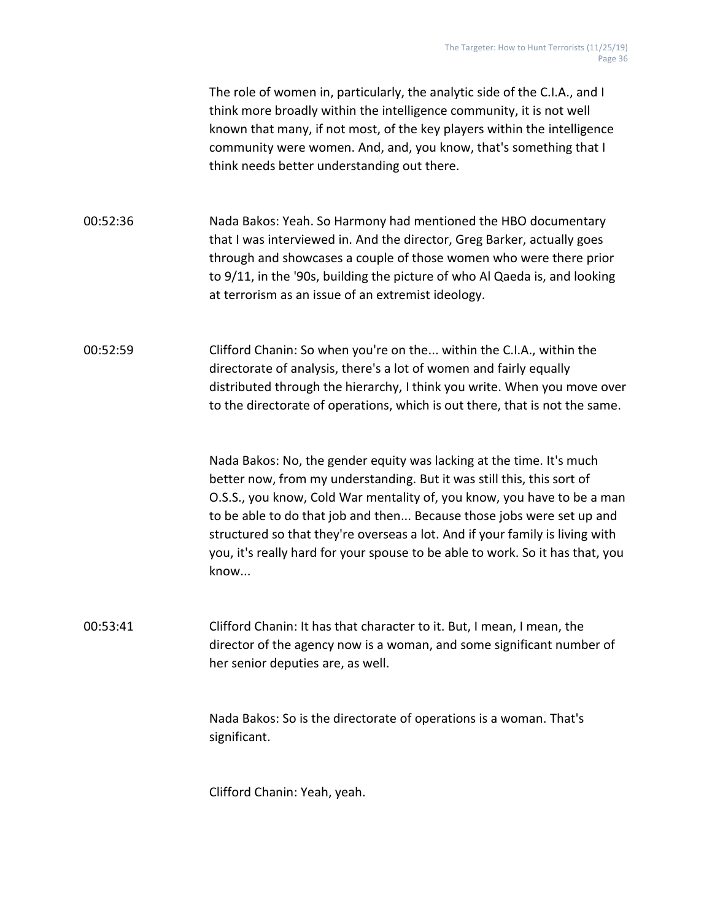The role of women in, particularly, the analytic side of the C.I.A., and I think more broadly within the intelligence community, it is not well known that many, if not most, of the key players within the intelligence community were women. And, and, you know, that's something that I think needs better understanding out there.

00:52:36 Nada Bakos: Yeah. So Harmony had mentioned the HBO documentary that I was interviewed in. And the director, Greg Barker, actually goes through and showcases a couple of those women who were there prior to 9/11, in the '90s, building the picture of who Al Qaeda is, and looking at terrorism as an issue of an extremist ideology.

00:52:59 Clifford Chanin: So when you're on the... within the C.I.A., within the directorate of analysis, there's a lot of women and fairly equally distributed through the hierarchy, I think you write. When you move over to the directorate of operations, which is out there, that is not the same.

Nada Bakos: No, the gender equity was lacking at the time. It's much better now, from my understanding. But it was still this, this sort of O.S.S., you know, Cold War mentality of, you know, you have to be a man to be able to do that job and then... Because those jobs were set up and structured so that they're overseas a lot. And if your family is living with you, it's really hard for your spouse to be able to work. So it has that, you know...

00:53:41 Clifford Chanin: It has that character to it. But, I mean, I mean, the director of the agency now is a woman, and some significant number of her senior deputies are, as well.

Nada Bakos: So is the directorate of operations is a woman. That's significant.

Clifford Chanin: Yeah, yeah.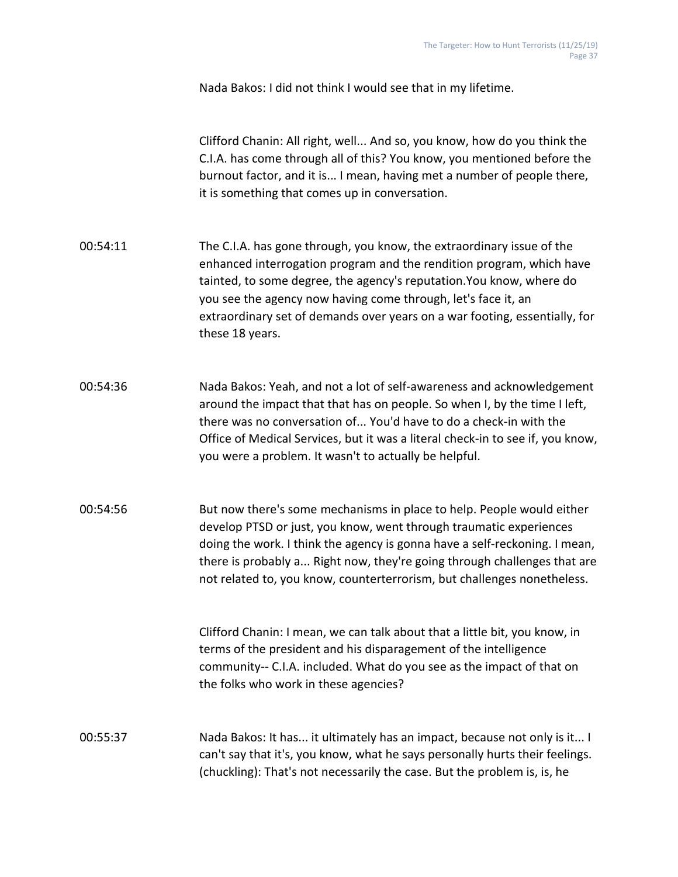Nada Bakos: I did not think I would see that in my lifetime.

Clifford Chanin: All right, well... And so, you know, how do you think the C.I.A. has come through all of this? You know, you mentioned before the burnout factor, and it is... I mean, having met a number of people there, it is something that comes up in conversation.

00:54:11 The C.I.A. has gone through, you know, the extraordinary issue of the enhanced interrogation program and the rendition program, which have tainted, to some degree, the agency's reputation.You know, where do you see the agency now having come through, let's face it, an extraordinary set of demands over years on a war footing, essentially, for these 18 years.

00:54:36 Nada Bakos: Yeah, and not a lot of self-awareness and acknowledgement around the impact that that has on people. So when I, by the time I left, there was no conversation of... You'd have to do a check-in with the Office of Medical Services, but it was a literal check-in to see if, you know, you were a problem. It wasn't to actually be helpful.

00:54:56 But now there's some mechanisms in place to help. People would either develop PTSD or just, you know, went through traumatic experiences doing the work. I think the agency is gonna have a self-reckoning. I mean, there is probably a... Right now, they're going through challenges that are not related to, you know, counterterrorism, but challenges nonetheless.

Clifford Chanin: I mean, we can talk about that a little bit, you know, in terms of the president and his disparagement of the intelligence community-- C.I.A. included. What do you see as the impact of that on the folks who work in these agencies?

00:55:37 Nada Bakos: It has... it ultimately has an impact, because not only is it... I can't say that it's, you know, what he says personally hurts their feelings. (chuckling): That's not necessarily the case. But the problem is, is, he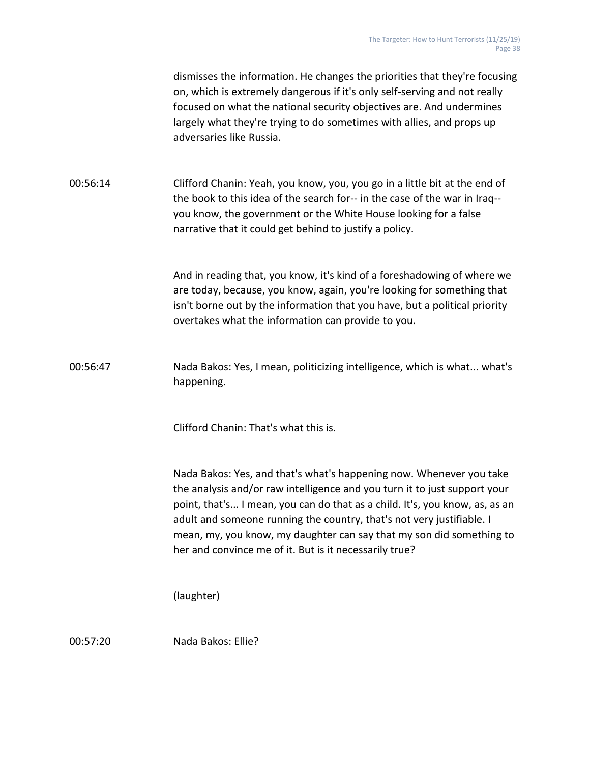dismisses the information. He changes the priorities that they're focusing on, which is extremely dangerous if it's only self-serving and not really focused on what the national security objectives are. And undermines largely what they're trying to do sometimes with allies, and props up adversaries like Russia.

00:56:14 Clifford Chanin: Yeah, you know, you, you go in a little bit at the end of the book to this idea of the search for-- in the case of the war in Iraq-- you know, the government or the White House looking for a false narrative that it could get behind to justify a policy.

And in reading that, you know, it's kind of a foreshadowing of where we are today, because, you know, again, you're looking for something that isn't borne out by the information that you have, but a political priority overtakes what the information can provide to you.

00:56:47 Nada Bakos: Yes, I mean, politicizing intelligence, which is what... what's happening.

Clifford Chanin: That's what this is.

Nada Bakos: Yes, and that's what's happening now. Whenever you take the analysis and/or raw intelligence and you turn it to just support your point, that's... I mean, you can do that as a child. It's, you know, as, as an adult and someone running the country, that's not very justifiable. I mean, my, you know, my daughter can say that my son did something to her and convince me of it. But is it necessarily true?

(laughter)

00:57:20 Nada Bakos: Ellie?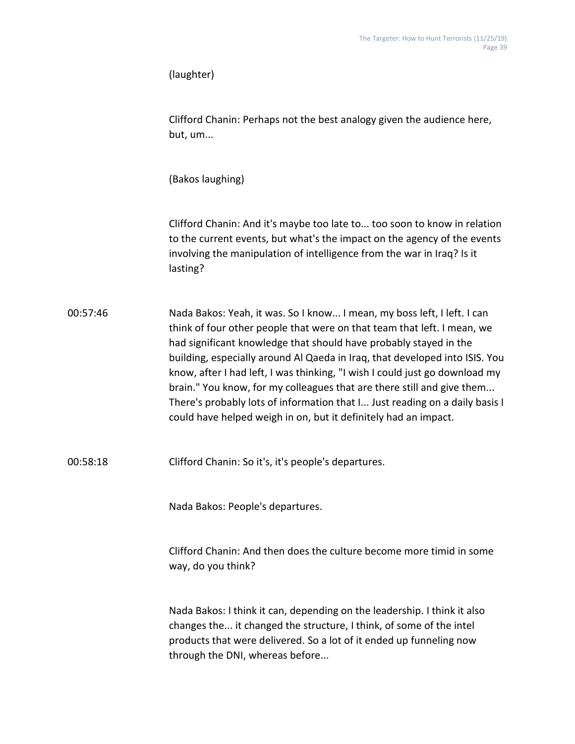(laughter)

Clifford Chanin: Perhaps not the best analogy given the audience here, but, um...

(Bakos laughing)

Clifford Chanin: And it's maybe too late to... too soon to know in relation to the current events, but what's the impact on the agency of the events involving the manipulation of intelligence from the war in Iraq? Is it lasting?

00:57:46 Nada Bakos: Yeah, it was. So I know... I mean, my boss left, I left. I can think of four other people that were on that team that left. I mean, we had significant knowledge that should have probably stayed in the building, especially around Al Qaeda in Iraq, that developed into ISIS. You know, after I had left, I was thinking, "I wish I could just go download my brain." You know, for my colleagues that are there still and give them... There's probably lots of information that I... Just reading on a daily basis I could have helped weigh in on, but it definitely had an impact.

00:58:18 Clifford Chanin: So it's, it's people's departures.

Nada Bakos: People's departures.

Clifford Chanin: And then does the culture become more timid in some way, do you think?

Nada Bakos: I think it can, depending on the leadership. I think it also changes the... it changed the structure, I think, of some of the intel products that were delivered. So a lot of it ended up funneling now through the DNI, whereas before...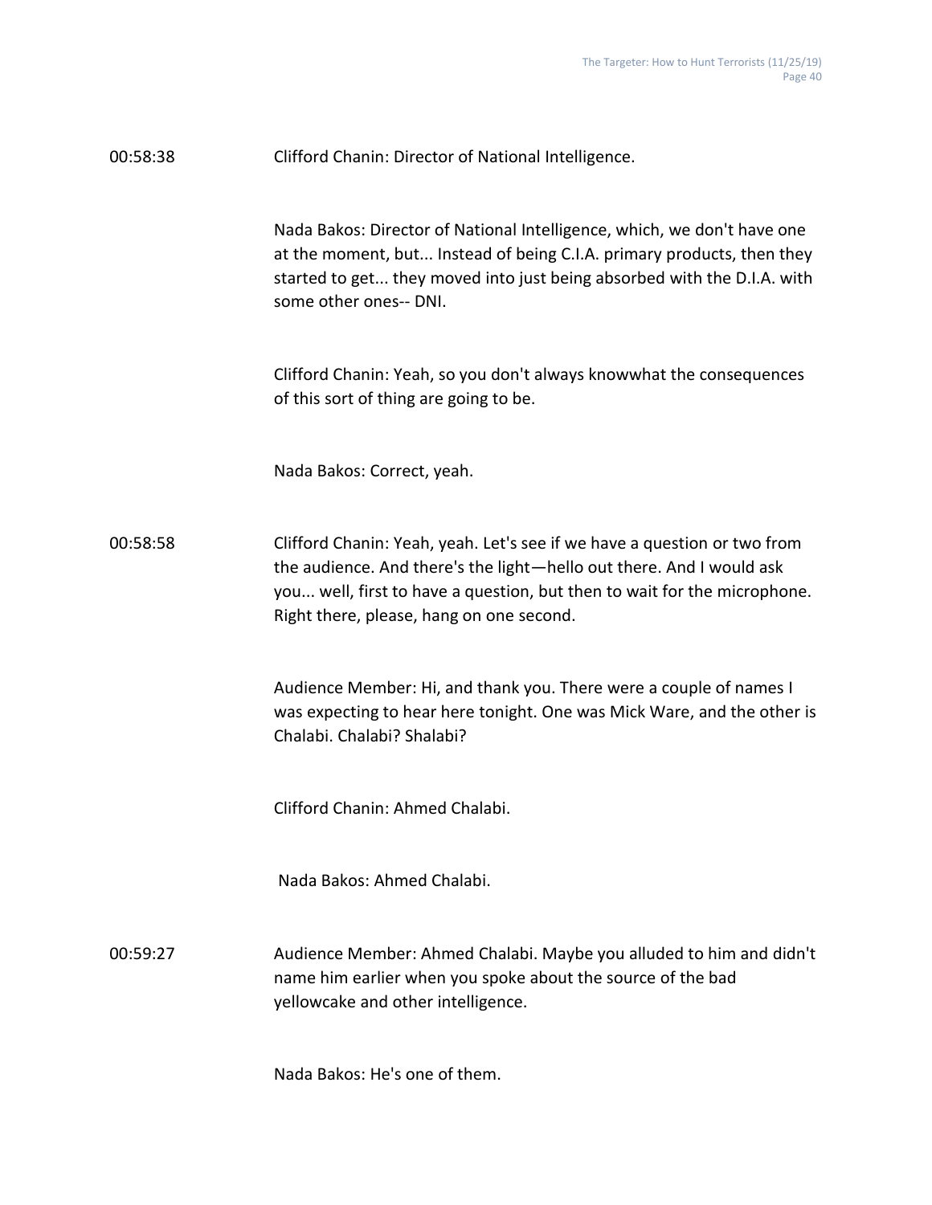00:58:38 Clifford Chanin: Director of National Intelligence.

Nada Bakos: Director of National Intelligence, which, we don't have one at the moment, but... Instead of being C.I.A. primary products, then they started to get... they moved into just being absorbed with the D.I.A. with some other ones-- DNI.

Clifford Chanin: Yeah, so you don't always knowwhat the consequences of this sort of thing are going to be.

Nada Bakos: Correct, yeah.

00:58:58 Clifford Chanin: Yeah, yeah. Let's see if we have a question or two from the audience. And there's the light—hello out there. And I would ask you... well, first to have a question, but then to wait for the microphone. Right there, please, hang on one second.

Audience Member: Hi, and thank you. There were a couple of names I was expecting to hear here tonight. One was Mick Ware, and the other is Chalabi. Chalabi? Shalabi?

Clifford Chanin: Ahmed Chalabi.

Nada Bakos: Ahmed Chalabi.

00:59:27 Audience Member: Ahmed Chalabi. Maybe you alluded to him and didn't name him earlier when you spoke about the source of the bad yellowcake and other intelligence.

Nada Bakos: He's one of them.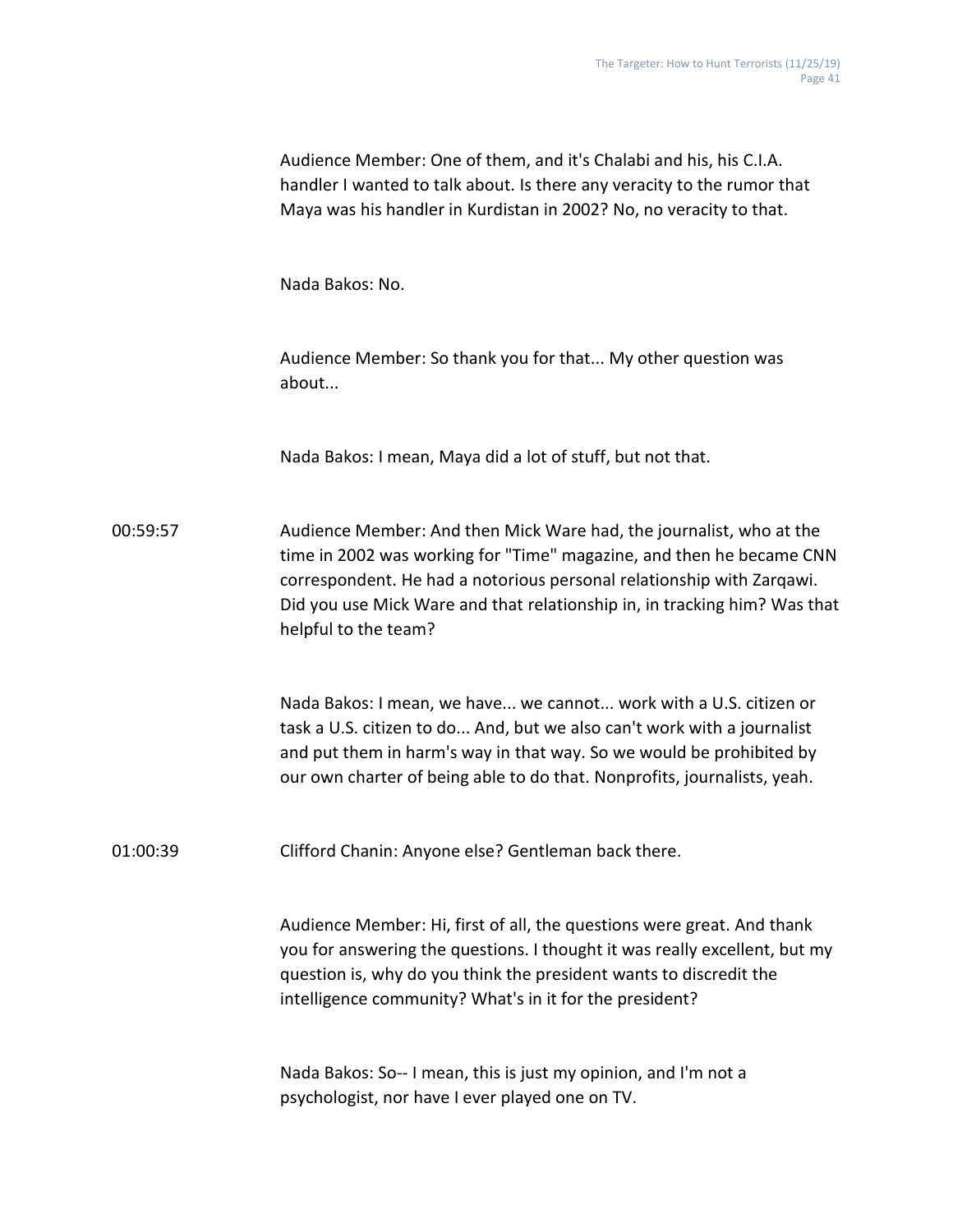Audience Member: One of them, and it's Chalabi and his, his C.I.A. handler I wanted to talk about. Is there any veracity to the rumor that Maya was his handler in Kurdistan in 2002? No, no veracity to that.

Nada Bakos: No.

Audience Member: So thank you for that... My other question was about...

Nada Bakos: I mean, Maya did a lot of stuff, but not that.

00:59:57 Audience Member: And then Mick Ware had, the journalist, who at the time in 2002 was working for "Time" magazine, and then he became CNN correspondent. He had a notorious personal relationship with Zarqawi. Did you use Mick Ware and that relationship in, in tracking him? Was that helpful to the team?

Nada Bakos: I mean, we have... we cannot... work with a U.S. citizen or task a U.S. citizen to do... And, but we also can't work with a journalist and put them in harm's way in that way. So we would be prohibited by our own charter of being able to do that. Nonprofits, journalists, yeah.

01:00:39 Clifford Chanin: Anyone else? Gentleman back there.

Audience Member: Hi, first of all, the questions were great. And thank you for answering the questions. I thought it was really excellent, but my question is, why do you think the president wants to discredit the intelligence community? What's in it for the president?

Nada Bakos: So-- I mean, this is just my opinion, and I'm not a psychologist, nor have I ever played one on TV.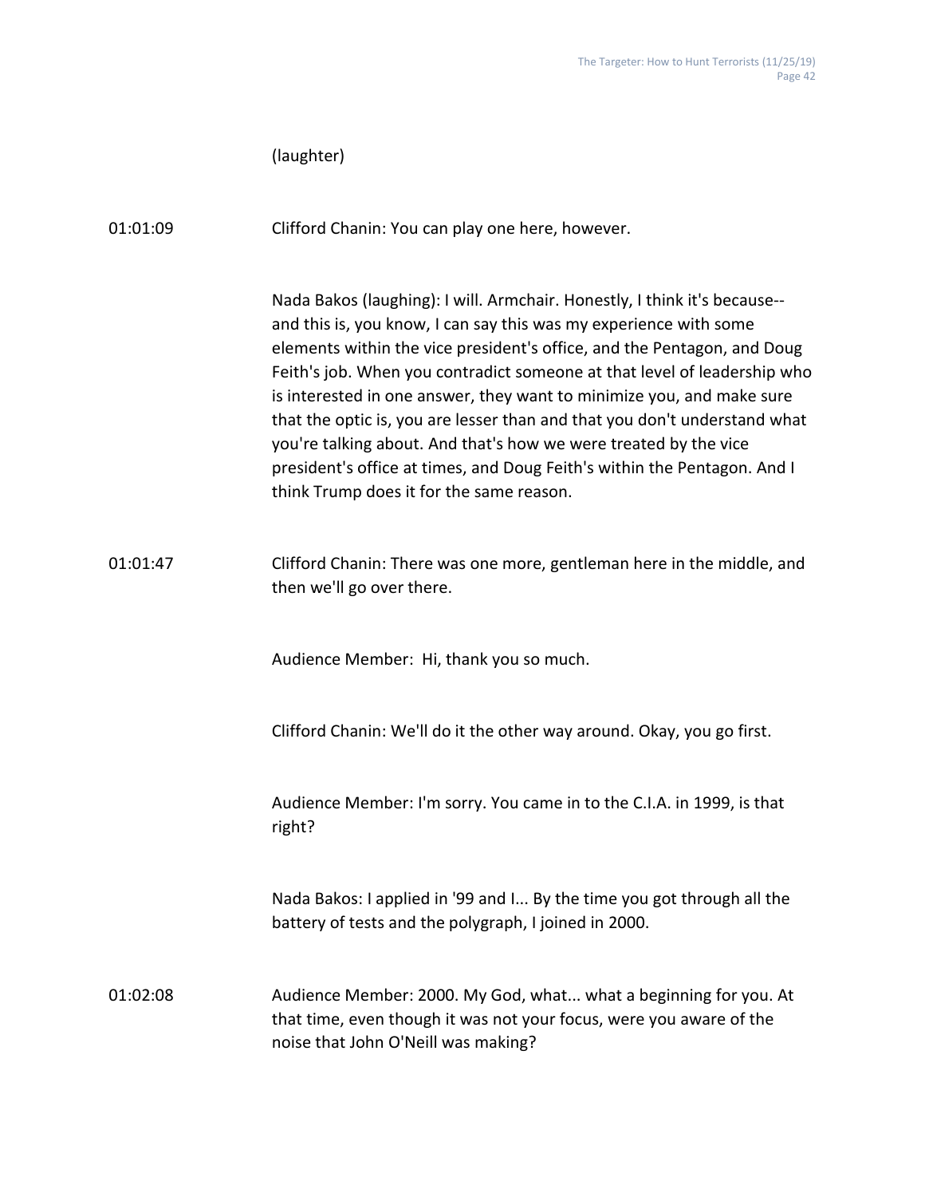(laughter)

01:01:09 Clifford Chanin: You can play one here, however.

Nada Bakos (laughing): I will. Armchair. Honestly, I think it's because-- and this is, you know, I can say this was my experience with some elements within the vice president's office, and the Pentagon, and Doug Feith's job. When you contradict someone at that level of leadership who is interested in one answer, they want to minimize you, and make sure that the optic is, you are lesser than and that you don't understand what you're talking about. And that's how we were treated by the vice president's office at times, and Doug Feith's within the Pentagon. And I think Trump does it for the same reason.

01:01:47 Clifford Chanin: There was one more, gentleman here in the middle, and then we'll go over there.

Audience Member: Hi, thank you so much.

Clifford Chanin: We'll do it the other way around. Okay, you go first.

Audience Member: I'm sorry. You came in to the C.I.A. in 1999, is that right?

Nada Bakos: I applied in '99 and I... By the time you got through all the battery of tests and the polygraph, I joined in 2000.

01:02:08 Audience Member: 2000. My God, what... what a beginning for you. At that time, even though it was not your focus, were you aware of the noise that John O'Neill was making?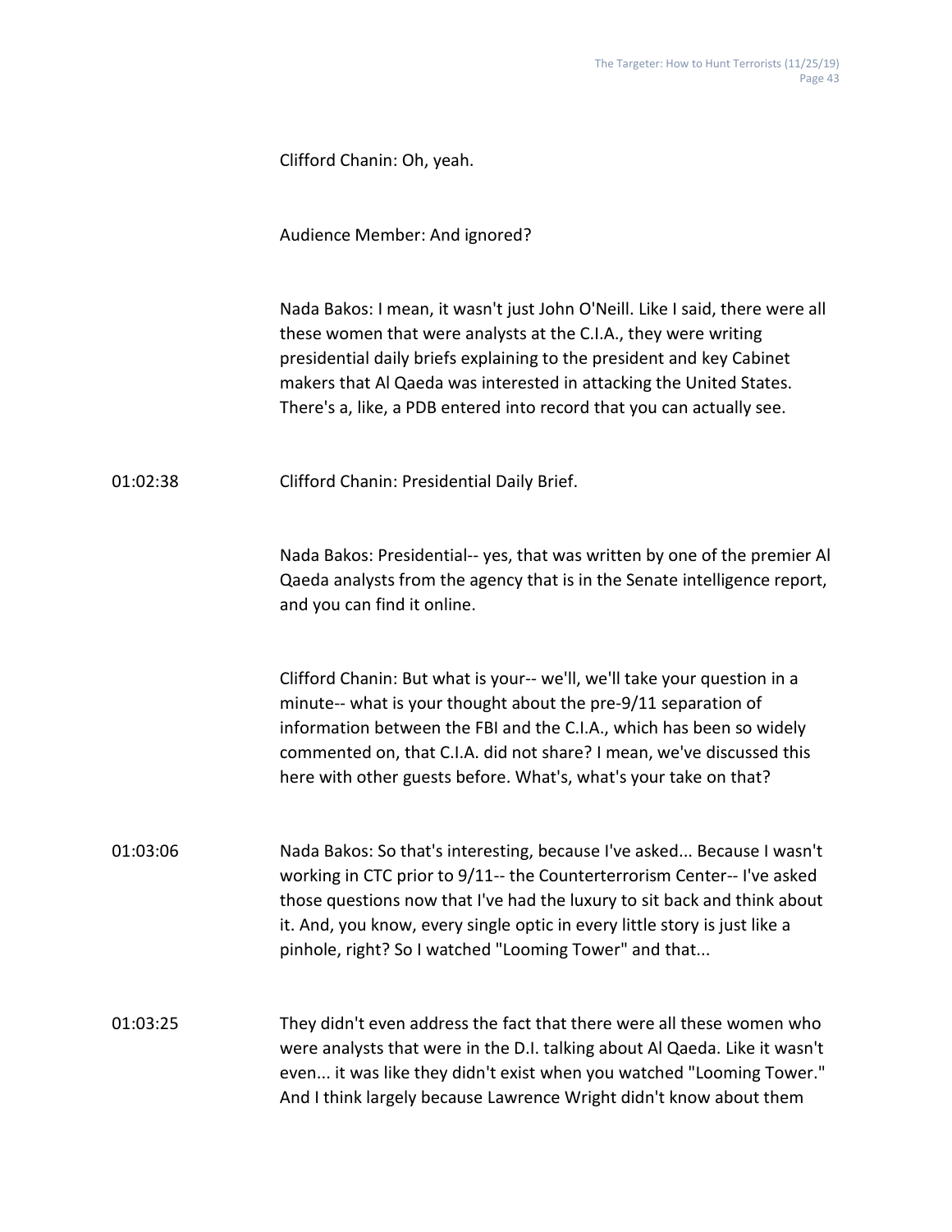Clifford Chanin: Oh, yeah.

Audience Member: And ignored?

Nada Bakos: I mean, it wasn't just John O'Neill. Like I said, there were all these women that were analysts at the C.I.A., they were writing presidential daily briefs explaining to the president and key Cabinet makers that Al Qaeda was interested in attacking the United States. There's a, like, a PDB entered into record that you can actually see.

01:02:38 Clifford Chanin: Presidential Daily Brief.

Nada Bakos: Presidential-- yes, that was written by one of the premier Al Qaeda analysts from the agency that is in the Senate intelligence report, and you can find it online.

Clifford Chanin: But what is your-- we'll, we'll take your question in a minute-- what is your thought about the pre-9/11 separation of information between the FBI and the C.I.A., which has been so widely commented on, that C.I.A. did not share? I mean, we've discussed this here with other guests before. What's, what's your take on that?

01:03:06 Nada Bakos: So that's interesting, because I've asked... Because I wasn't working in CTC prior to 9/11-- the Counterterrorism Center-- I've asked those questions now that I've had the luxury to sit back and think about it. And, you know, every single optic in every little story is just like a pinhole, right? So I watched "Looming Tower" and that...

01:03:25 They didn't even address the fact that there were all these women who were analysts that were in the D.I. talking about Al Qaeda. Like it wasn't even... it was like they didn't exist when you watched "Looming Tower." And I think largely because Lawrence Wright didn't know about them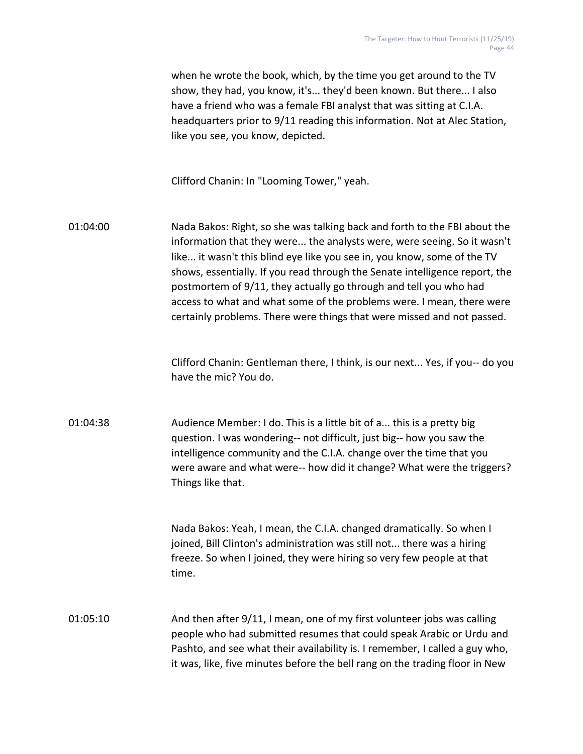when he wrote the book, which, by the time you get around to the TV show, they had, you know, it's... they'd been known. But there... I also have a friend who was a female FBI analyst that was sitting at C.I.A. headquarters prior to 9/11 reading this information. Not at Alec Station, like you see, you know, depicted.

Clifford Chanin: In "Looming Tower," yeah.

01:04:00 Nada Bakos: Right, so she was talking back and forth to the FBI about the information that they were... the analysts were, were seeing. So it wasn't like... it wasn't this blind eye like you see in, you know, some of the TV shows, essentially. If you read through the Senate intelligence report, the postmortem of 9/11, they actually go through and tell you who had access to what and what some of the problems were. I mean, there were certainly problems. There were things that were missed and not passed.

Clifford Chanin: Gentleman there, I think, is our next... Yes, if you-- do you have the mic? You do.

01:04:38 Audience Member: I do. This is a little bit of a... this is a pretty big question. I was wondering-- not difficult, just big-- how you saw the intelligence community and the C.I.A. change over the time that you were aware and what were-- how did it change? What were the triggers? Things like that.

Nada Bakos: Yeah, I mean, the C.I.A. changed dramatically. So when I joined, Bill Clinton's administration was still not... there was a hiring freeze. So when I joined, they were hiring so very few people at that time.

01:05:10 And then after 9/11, I mean, one of my first volunteer jobs was calling people who had submitted resumes that could speak Arabic or Urdu and Pashto, and see what their availability is. I remember, I called a guy who, it was, like, five minutes before the bell rang on the trading floor in New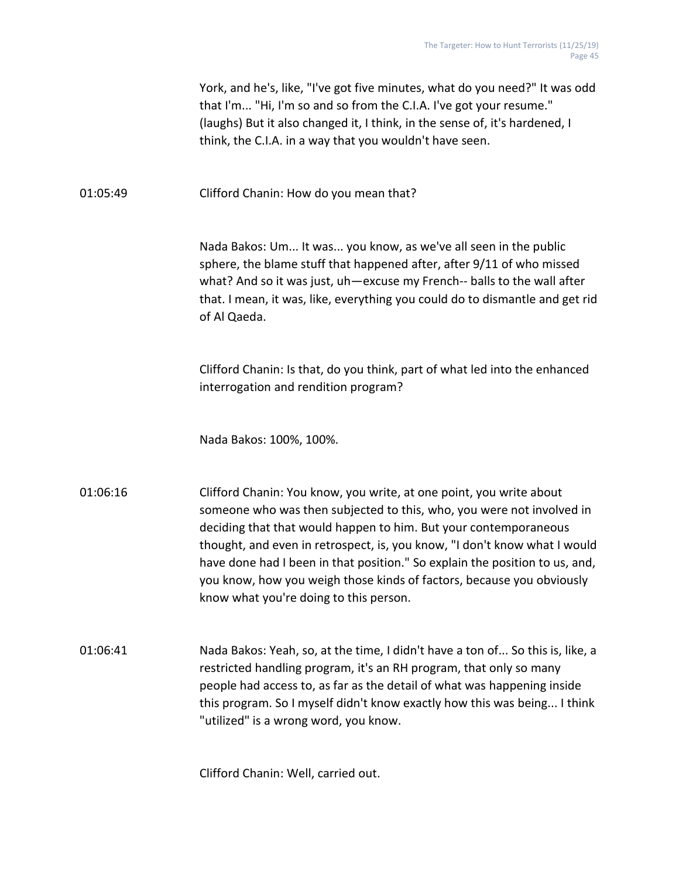York, and he's, like, "I've got five minutes, what do you need?" It was odd that I'm... "Hi, I'm so and so from the C.I.A. I've got your resume." (laughs) But it also changed it, I think, in the sense of, it's hardened, I think, the C.I.A. in a way that you wouldn't have seen.

01:05:49 Clifford Chanin: How do you mean that?

Nada Bakos: Um... It was... you know, as we've all seen in the public sphere, the blame stuff that happened after, after 9/11 of who missed what? And so it was just, uh—excuse my French-- balls to the wall after that. I mean, it was, like, everything you could do to dismantle and get rid of Al Qaeda.

Clifford Chanin: Is that, do you think, part of what led into the enhanced interrogation and rendition program?

Nada Bakos: 100%, 100%.

01:06:16 Clifford Chanin: You know, you write, at one point, you write about someone who was then subjected to this, who, you were not involved in deciding that that would happen to him. But your contemporaneous thought, and even in retrospect, is, you know, "I don't know what I would have done had I been in that position." So explain the position to us, and, you know, how you weigh those kinds of factors, because you obviously know what you're doing to this person.

01:06:41 Nada Bakos: Yeah, so, at the time, I didn't have a ton of... So this is, like, a restricted handling program, it's an RH program, that only so many people had access to, as far as the detail of what was happening inside this program. So I myself didn't know exactly how this was being... I think "utilized" is a wrong word, you know.

Clifford Chanin: Well, carried out.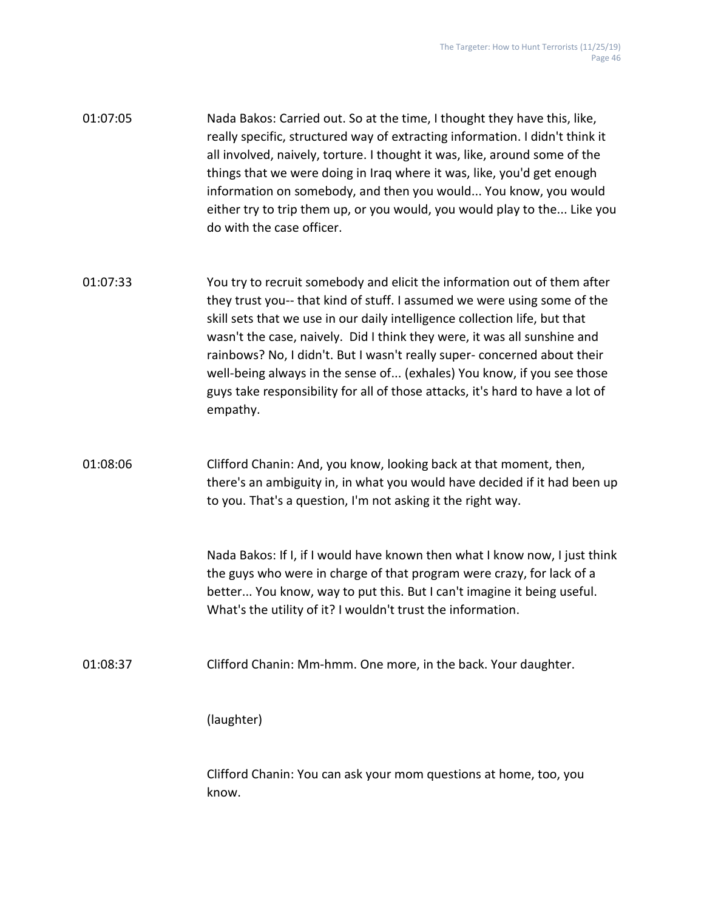01:07:05 Nada Bakos: Carried out. So at the time, I thought they have this, like, really specific, structured way of extracting information. I didn't think it all involved, naively, torture. I thought it was, like, around some of the things that we were doing in Iraq where it was, like, you'd get enough information on somebody, and then you would... You know, you would either try to trip them up, or you would, you would play to the... Like you do with the case officer.

01:07:33 You try to recruit somebody and elicit the information out of them after they trust you-- that kind of stuff. I assumed we were using some of the skill sets that we use in our daily intelligence collection life, but that wasn't the case, naively. Did I think they were, it was all sunshine and rainbows? No, I didn't. But I wasn't really super- concerned about their well-being always in the sense of... (exhales) You know, if you see those guys take responsibility for all of those attacks, it's hard to have a lot of empathy.

01:08:06 Clifford Chanin: And, you know, looking back at that moment, then, there's an ambiguity in, in what you would have decided if it had been up to you. That's a question, I'm not asking it the right way.

Nada Bakos: If I, if I would have known then what I know now, I just think the guys who were in charge of that program were crazy, for lack of a better... You know, way to put this. But I can't imagine it being useful. What's the utility of it? I wouldn't trust the information.

01:08:37 Clifford Chanin: Mm-hmm. One more, in the back. Your daughter.

(laughter)

Clifford Chanin: You can ask your mom questions at home, too, you know.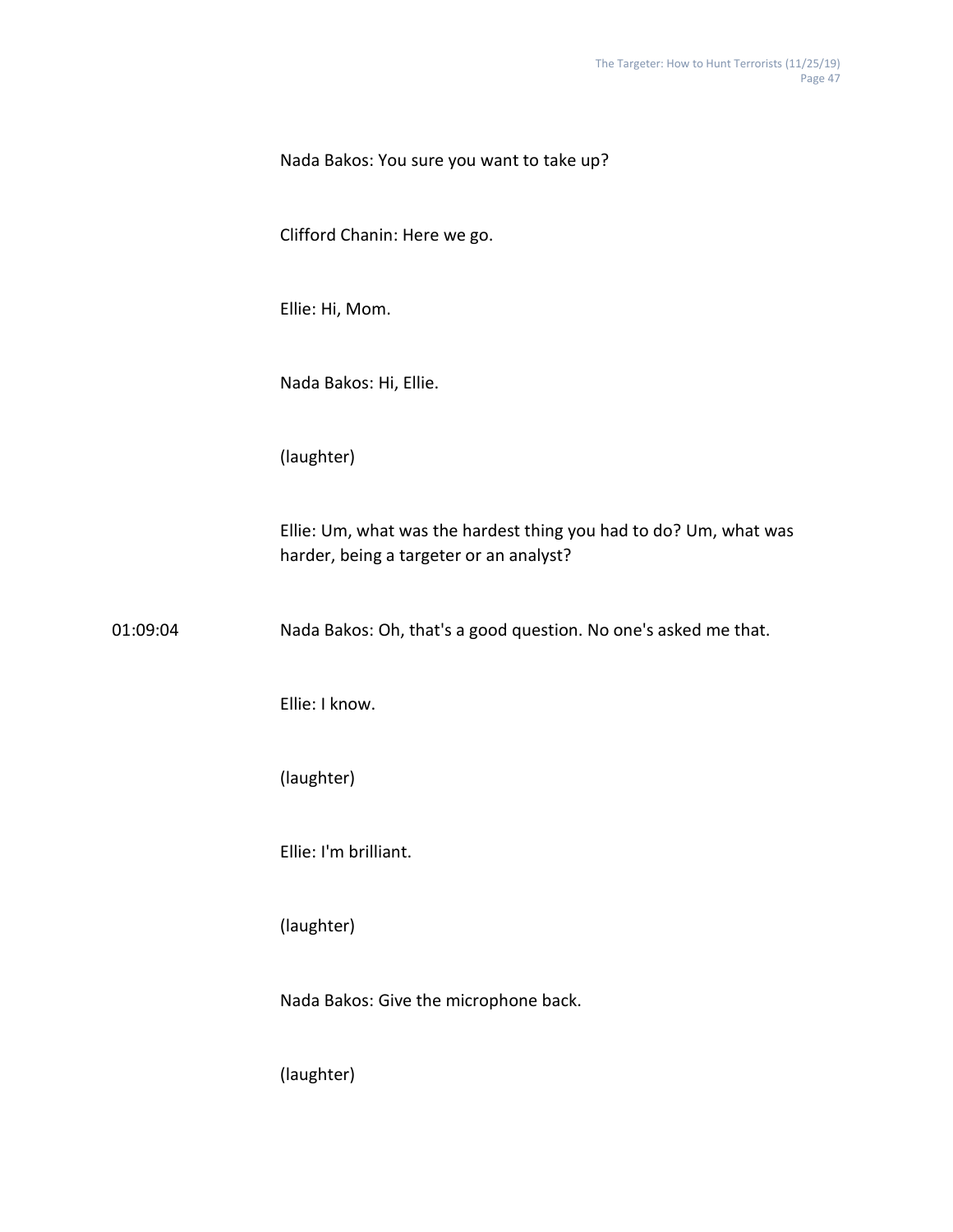Nada Bakos: You sure you want to take up?

Clifford Chanin: Here we go.

Ellie: Hi, Mom.

Nada Bakos: Hi, Ellie.

(laughter)

Ellie: Um, what was the hardest thing you had to do? Um, what was harder, being a targeter or an analyst?

01:09:04 Nada Bakos: Oh, that's a good question. No one's asked me that.

Ellie: I know.

(laughter)

Ellie: I'm brilliant.

(laughter)

Nada Bakos: Give the microphone back.

(laughter)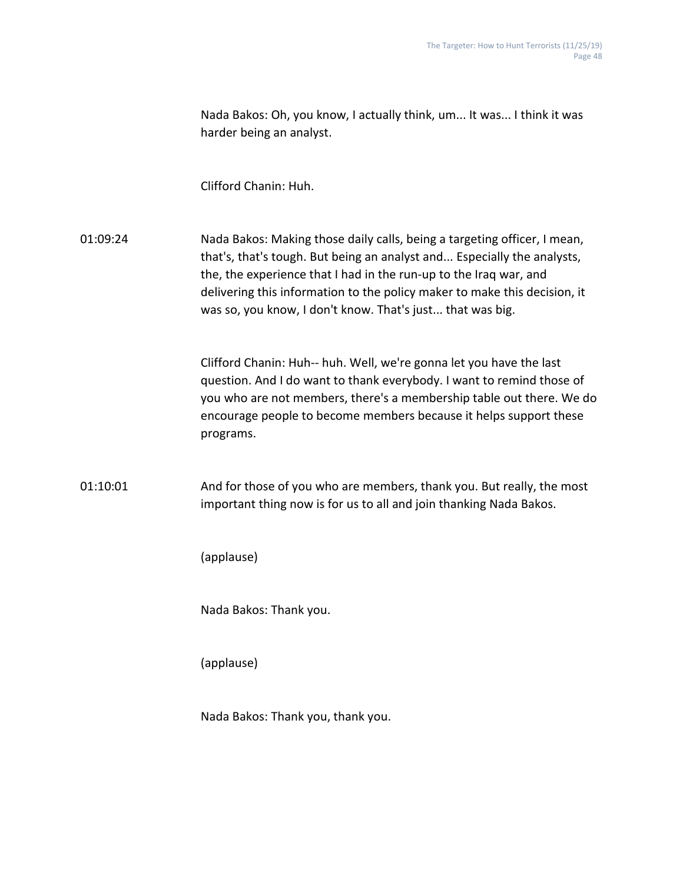Nada Bakos: Oh, you know, I actually think, um... It was... I think it was harder being an analyst.

Clifford Chanin: Huh.

01:09:24 Nada Bakos: Making those daily calls, being a targeting officer, I mean, that's, that's tough. But being an analyst and... Especially the analysts, the, the experience that I had in the run-up to the Iraq war, and delivering this information to the policy maker to make this decision, it was so, you know, I don't know. That's just... that was big.

Clifford Chanin: Huh-- huh. Well, we're gonna let you have the last question. And I do want to thank everybody. I want to remind those of you who are not members, there's a membership table out there. We do encourage people to become members because it helps support these programs.

01:10:01 And for those of you who are members, thank you. But really, the most important thing now is for us to all and join thanking Nada Bakos.

(applause)

Nada Bakos: Thank you.

(applause)

Nada Bakos: Thank you, thank you.